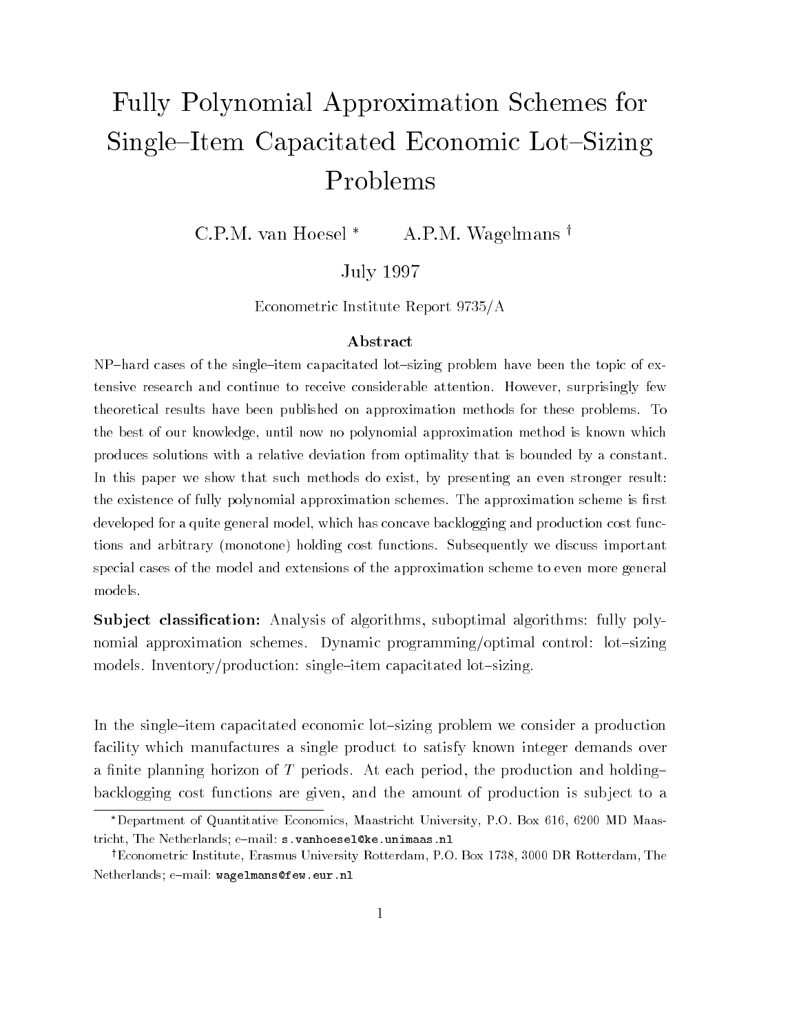# Fully Polynomial Approximation Schemes for Single–Item Capacitated Economic Lot–Sizing Problems

C.P.M. van Hoesel [*]     A.P.M. Wagelmans [†]

July 1997

Econometric Institute Report 9735/A

### Abstract

NP–hard cases of the single–item capacitated lot–sizing problem have been the topic of extensive research and continue to receive considerable attention. However, surprisingly few theoretical results have been published on approximation methods for these problems. To the best of our knowledge, until now no polynomial approximation method is known which produces solutions with a relative deviation from optimality that is bounded by a constant. In this paper we show that such methods do exist, by presenting an even stronger result: the existence of fully polynomial approximation schemes. The approximation scheme is first developed for a quite general model, which has concave backlogging and production cost functions and arbitrary (monotone) holding cost functions. Subsequently we discuss important special cases of the model and extensions of the approximation scheme to even more general models.

**Subject classification:** Analysis of algorithms, suboptimal algorithms: fully polynomial approximation schemes. Dynamic programming/optimal control: lot–sizing models. Inventory/production: single–item capacitated lot–sizing.

In the single–item capacitated economic lot–sizing problem we consider a production facility which manufactures a single product to satisfy known integer demands over a finite planning horizon of $T$ periods. At each period, the production and holding–backlogging cost functions are given, and the amount of production is subject to a

[*] Department of Quantitative Economics, Maastricht University, P.O. Box 616, 6200 MD Maastricht, The Netherlands; e–mail: s.vanhoesel@ke.unimaas.nl

[†] Econometric Institute, Erasmus University Rotterdam, P.O. Box 1738, 3000 DR Rotterdam, The Netherlands; e–mail: wagelmans@few.eur.nl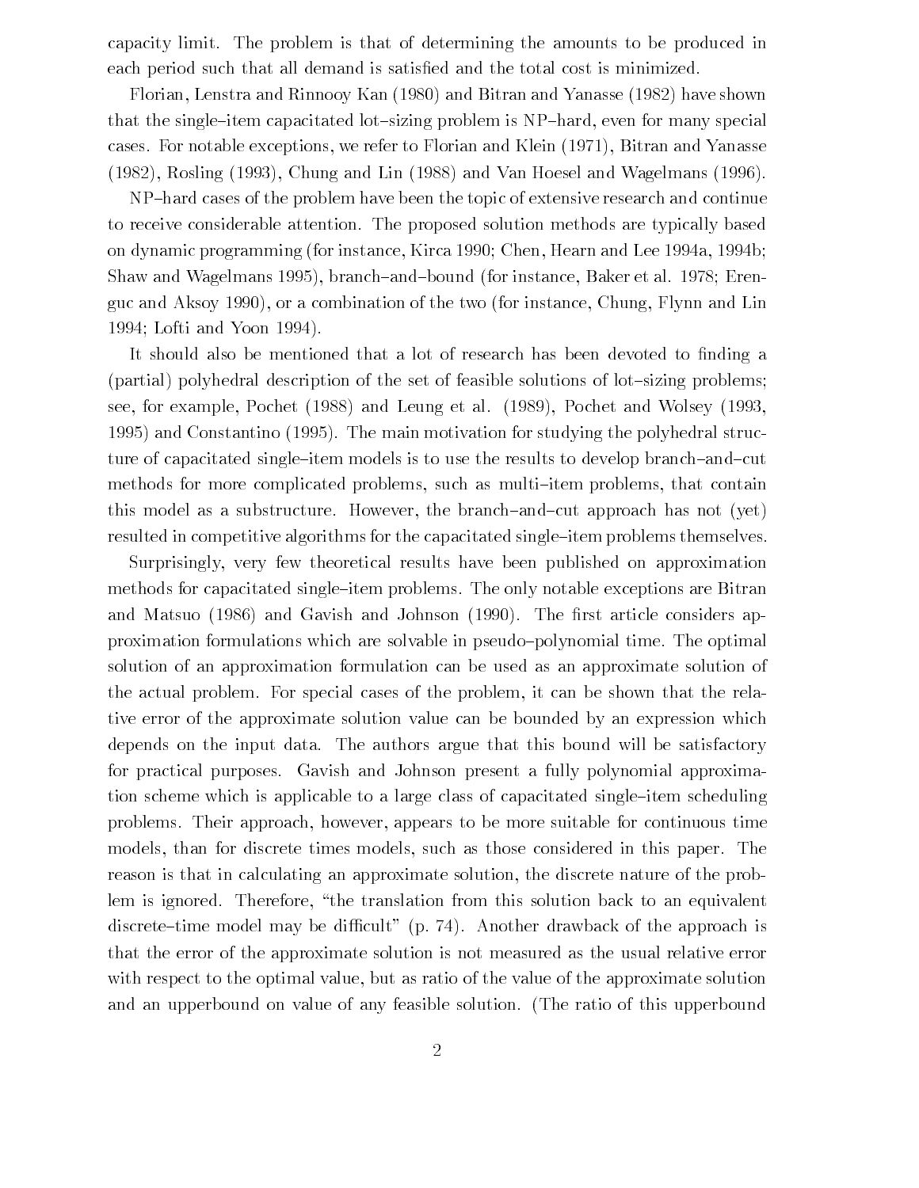capacity limit. The problem is that of determining the amounts to be produced in each period such that all demand is satisfied and the total cost is minimized.

Florian, Lenstra and Rinnooy Kan (1980) and Bitran and Yanasse (1982) have shown that the single–item capacitated lot–sizing problem is NP–hard, even for many special cases. For notable exceptions, we refer to Florian and Klein (1971), Bitran and Yanasse (1982), Rosling (1993), Chung and Lin (1988) and Van Hoesel and Wagelmans (1996).

NP–hard cases of the problem have been the topic of extensive research and continue to receive considerable attention. The proposed solution methods are typically based on dynamic programming (for instance, Kirca 1990; Chen, Hearn and Lee 1994a, 1994b; Shaw and Wagelmans 1995), branch–and–bound (for instance, Baker et al. 1978; Erenguc and Aksoy 1990), or a combination of the two (for instance, Chung, Flynn and Lin 1994; Lofti and Yoon 1994).

It should also be mentioned that a lot of research has been devoted to finding a (partial) polyhedral description of the set of feasible solutions of lot–sizing problems; see, for example, Pochet (1988) and Leung et al. (1989), Pochet and Wolsey (1993, 1995) and Constantino (1995). The main motivation for studying the polyhedral structure of capacitated single–item models is to use the results to develop branch–and–cut methods for more complicated problems, such as multi–item problems, that contain this model as a substructure. However, the branch–and–cut approach has not (yet) resulted in competitive algorithms for the capacitated single–item problems themselves.

Surprisingly, very few theoretical results have been published on approximation methods for capacitated single–item problems. The only notable exceptions are Bitran and Matsuo (1986) and Gavish and Johnson (1990). The first article considers approximation formulations which are solvable in pseudo–polynomial time. The optimal solution of an approximation formulation can be used as an approximate solution of the actual problem. For special cases of the problem, it can be shown that the relative error of the approximate solution value can be bounded by an expression which depends on the input data. The authors argue that this bound will be satisfactory for practical purposes. Gavish and Johnson present a fully polynomial approximation scheme which is applicable to a large class of capacitated single–item scheduling problems. Their approach, however, appears to be more suitable for continuous time models, than for discrete times models, such as those considered in this paper. The reason is that in calculating an approximate solution, the discrete nature of the problem is ignored. Therefore, "the translation from this solution back to an equivalent discrete–time model may be difficult" (p. 74). Another drawback of the approach is that the error of the approximate solution is not measured as the usual relative error with respect to the optimal value, but as ratio of the value of the approximate solution and an upperbound on value of any feasible solution. (The ratio of this upperbound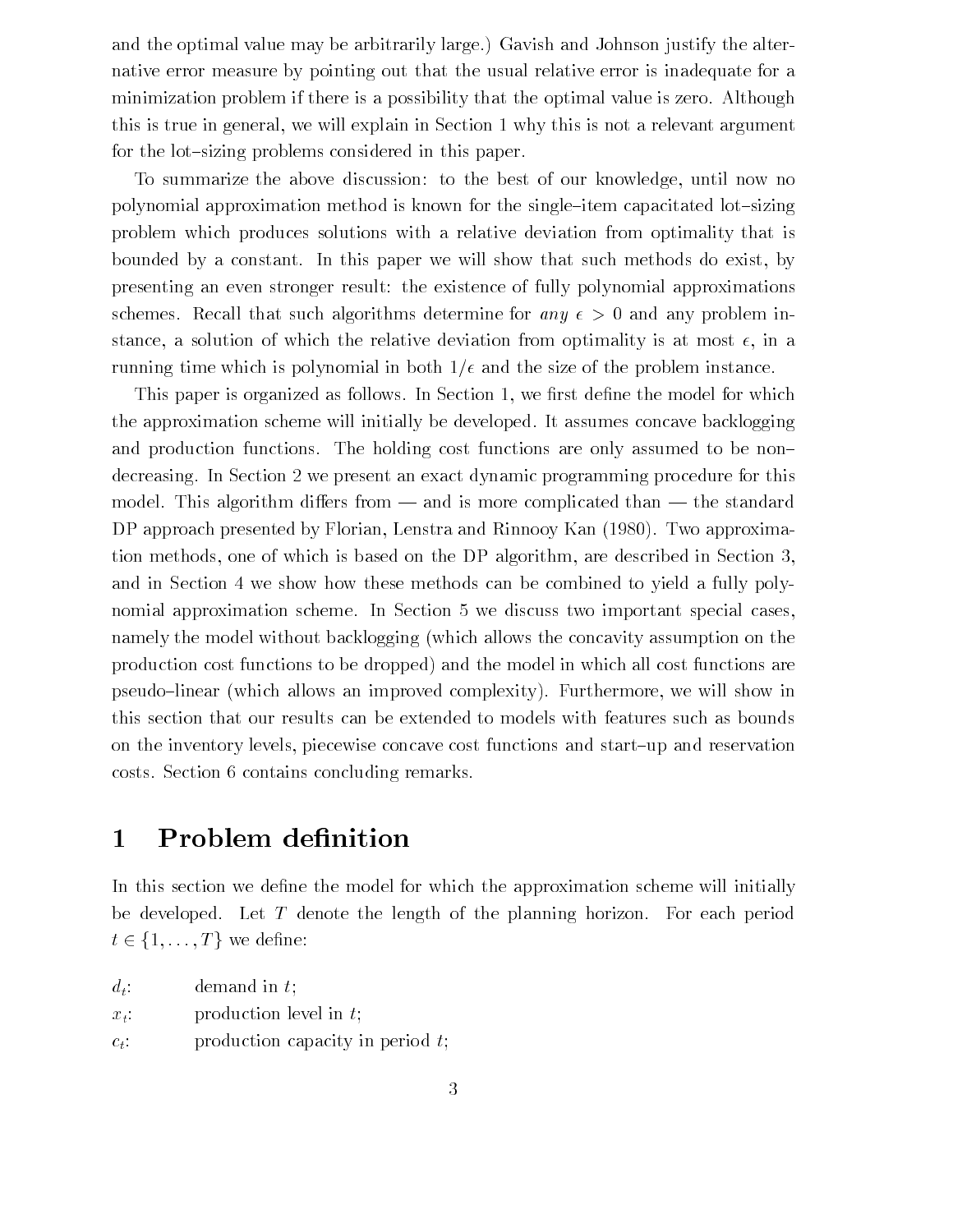and the optimal value may be arbitrarily large.) Gavish and Johnson justify the alternative error measure by pointing out that the usual relative error is inadequate for a minimization problem if there is a possibility that the optimal value is zero. Although this is true in general, we will explain in Section 1 why this is not a relevant argument for the lot–sizing problems considered in this paper.

To summarize the above discussion: to the best of our knowledge, until now no polynomial approximation method is known for the single–item capacitated lot–sizing problem which produces solutions with a relative deviation from optimality that is bounded by a constant. In this paper we will show that such methods do exist, by presenting an even stronger result: the existence of fully polynomial approximations schemes. Recall that such algorithms determine for *any* $\epsilon > 0$ and any problem instance, a solution of which the relative deviation from optimality is at most $\epsilon$, in a running time which is polynomial in both $1/\epsilon$ and the size of the problem instance.

This paper is organized as follows. In Section 1, we first define the model for which the approximation scheme will initially be developed. It assumes concave backlogging and production functions. The holding cost functions are only assumed to be non–decreasing. In Section 2 we present an exact dynamic programming procedure for this model. This algorithm differs from — and is more complicated than — the standard DP approach presented by Florian, Lenstra and Rinnooy Kan (1980). Two approximation methods, one of which is based on the DP algorithm, are described in Section 3, and in Section 4 we show how these methods can be combined to yield a fully polynomial approximation scheme. In Section 5 we discuss two important special cases, namely the model without backlogging (which allows the concavity assumption on the production cost functions to be dropped) and the model in which all cost functions are pseudo–linear (which allows an improved complexity). Furthermore, we will show in this section that our results can be extended to models with features such as bounds on the inventory levels, piecewise concave cost functions and start–up and reservation costs. Section 6 contains concluding remarks.

# 1 Problem definition

In this section we define the model for which the approximation scheme will initially be developed. Let $T$ denote the length of the planning horizon. For each period $t \in \{1, \ldots, T\}$ we define:

$d_t$: demand in $t$;
$x_t$: production level in $t$;
$c_t$: production capacity in period $t$;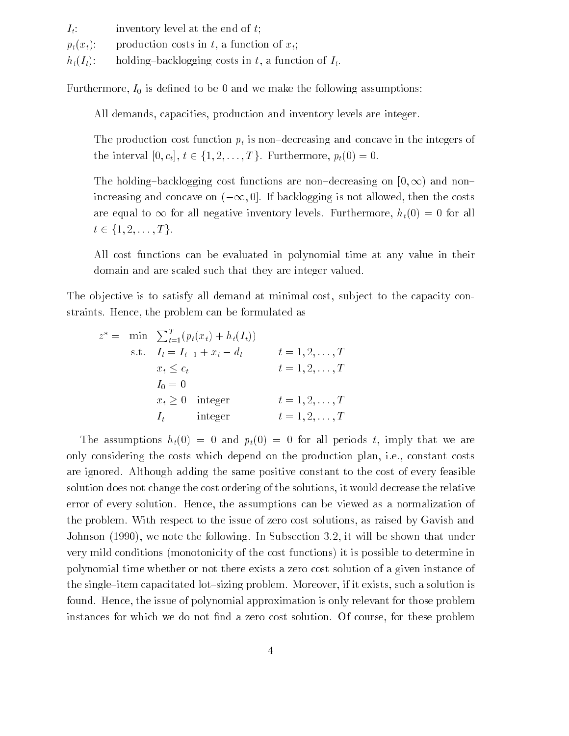$I_t$: inventory level at the end of $t$;

$p_t(x_t)$: production costs in $t$, a function of $x_t$;

$h_t(I_t)$: holding–backlogging costs in $t$, a function of $I_t$.

Furthermore, $I_0$ is defined to be 0 and we make the following assumptions:

> All demands, capacities, production and inventory levels are integer.
>
> The production cost function $p_t$ is non–decreasing and concave in the integers of the interval $[0, c_t]$, $t \in \{1, 2, \ldots, T\}$. Furthermore, $p_t(0) = 0$.
>
> The holding–backlogging cost functions are non–decreasing on $[0, \infty)$ and non–increasing and concave on $(-\infty, 0]$. If backlogging is not allowed, then the costs are equal to $\infty$ for all negative inventory levels. Furthermore, $h_t(0) = 0$ for all $t \in \{1, 2, \ldots, T\}$.
>
> All cost functions can be evaluated in polynomial time at any value in their domain and are scaled such that they are integer valued.

The objective is to satisfy all demand at minimal cost, subject to the capacity constraints. Hence, the problem can be formulated as

$$
\begin{array}{rlll}
z^* = & \min & \sum_{t=1}^{T} (p_t(x_t) + h_t(I_t)) & \\
& \text{s.t.} & I_t = I_{t-1} + x_t - d_t & t = 1, 2, \ldots, T \\
& & x_t \leq c_t & t = 1, 2, \ldots, T \\
& & I_0 = 0 & \\
& & x_t \geq 0 \quad \text{integer} & t = 1, 2, \ldots, T \\
& & I_t \qquad \text{integer} & t = 1, 2, \ldots, T
\end{array}
$$

The assumptions $h_t(0) = 0$ and $p_t(0) = 0$ for all periods $t$, imply that we are only considering the costs which depend on the production plan, i.e., constant costs are ignored. Although adding the same positive constant to the cost of every feasible solution does not change the cost ordering of the solutions, it would decrease the relative error of every solution. Hence, the assumptions can be viewed as a normalization of the problem. With respect to the issue of zero cost solutions, as raised by Gavish and Johnson (1990), we note the following. In Subsection 3.2, it will be shown that under very mild conditions (monotonicity of the cost functions) it is possible to determine in polynomial time whether or not there exists a zero cost solution of a given instance of the single–item capacitated lot–sizing problem. Moreover, if it exists, such a solution is found. Hence, the issue of polynomial approximation is only relevant for those problem instances for which we do not find a zero cost solution. Of course, for these problem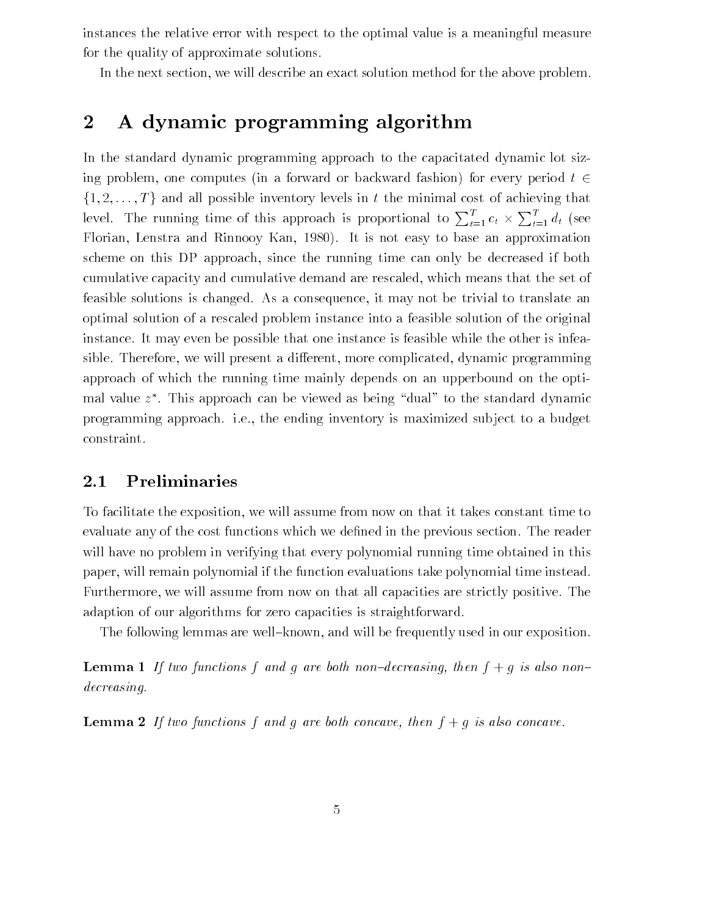instances the relative error with respect to the optimal value is a meaningful measure for the quality of approximate solutions.

In the next section, we will describe an exact solution method for the above problem.

# 2 A dynamic programming algorithm

In the standard dynamic programming approach to the capacitated dynamic lot sizing problem, one computes (in a forward or backward fashion) for every period $t \in \{1, 2, \ldots, T\}$ and all possible inventory levels in $t$ the minimal cost of achieving that level. The running time of this approach is proportional to $\sum_{t=1}^{T} c_t \times \sum_{t=1}^{T} d_t$ (see Florian, Lenstra and Rinnooy Kan, 1980). It is not easy to base an approximation scheme on this DP approach, since the running time can only be decreased if both cumulative capacity and cumulative demand are rescaled, which means that the set of feasible solutions is changed. As a consequence, it may not be trivial to translate an optimal solution of a rescaled problem instance into a feasible solution of the original instance. It may even be possible that one instance is feasible while the other is infeasible. Therefore, we will present a different, more complicated, dynamic programming approach of which the running time mainly depends on an upperbound on the optimal value $z^*$. This approach can be viewed as being "dual" to the standard dynamic programming approach. i.e., the ending inventory is maximized subject to a budget constraint.

## 2.1 Preliminaries

To facilitate the exposition, we will assume from now on that it takes constant time to evaluate any of the cost functions which we defined in the previous section. The reader will have no problem in verifying that every polynomial running time obtained in this paper, will remain polynomial if the function evaluations take polynomial time instead. Furthermore, we will assume from now on that all capacities are strictly positive. The adaption of our algorithms for zero capacities is straightforward.

The following lemmas are well–known, and will be frequently used in our exposition.

**Lemma 1** *If two functions $f$ and $g$ are both non–decreasing, then $f + g$ is also non–decreasing.*

**Lemma 2** *If two functions $f$ and $g$ are both concave, then $f + g$ is also concave.*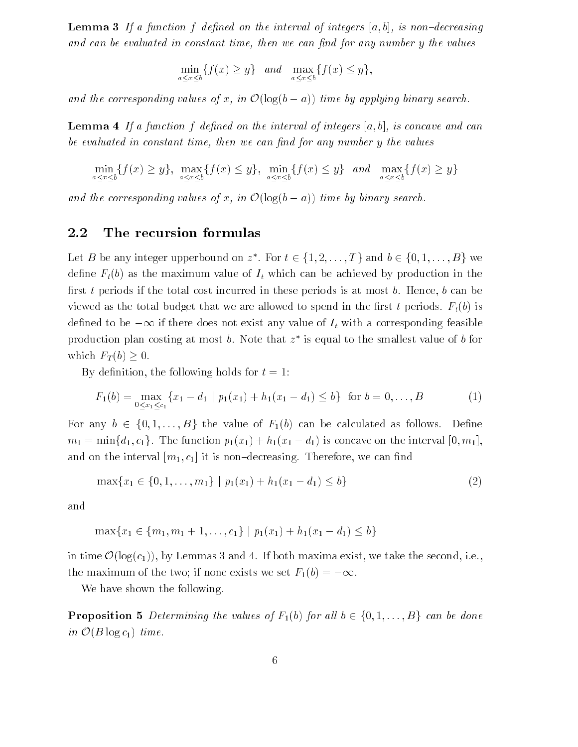**Lemma 3** *If a function $f$ defined on the interval of integers $[a, b]$, is non–decreasing and can be evaluated in constant time, then we can find for any number $y$ the values*

$$\min_{a \le x \le b} \{f(x) \ge y\} \quad \text{and} \quad \max_{a \le x \le b} \{f(x) \le y\},$$

*and the corresponding values of $x$, in $\mathcal{O}(\log(b-a))$ time by applying binary search.*

**Lemma 4** *If a function $f$ defined on the interval of integers $[a, b]$, is concave and can be evaluated in constant time, then we can find for any number $y$ the values*

$$\min_{a \le x \le b} \{f(x) \ge y\}, \ \max_{a \le x \le b} \{f(x) \le y\}, \ \min_{a \le x \le b} \{f(x) \le y\} \quad \text{and} \quad \max_{a \le x \le b} \{f(x) \ge y\}$$

*and the corresponding values of $x$, in $\mathcal{O}(\log(b-a))$ time by binary search.*

## 2.2 The recursion formulas

Let $B$ be any integer upperbound on $z^*$. For $t \in \{1, 2, \ldots, T\}$ and $b \in \{0, 1, \ldots, B\}$ we define $F_t(b)$ as the maximum value of $I_t$ which can be achieved by production in the first $t$ periods if the total cost incurred in these periods is at most $b$. Hence, $b$ can be viewed as the total budget that we are allowed to spend in the first $t$ periods. $F_t(b)$ is defined to be $-\infty$ if there does not exist any value of $I_t$ with a corresponding feasible production plan costing at most $b$. Note that $z^*$ is equal to the smallest value of $b$ for which $F_T(b) \ge 0$.

By definition, the following holds for $t = 1$:

$$F_1(b) = \max_{0 \le x_1 \le c_1} \{x_1 - d_1 \mid p_1(x_1) + h_1(x_1 - d_1) \le b\} \ \text{ for } b = 0, \ldots, B \tag{1}$$

For any $b \in \{0, 1, \ldots, B\}$ the value of $F_1(b)$ can be calculated as follows. Define $m_1 = \min\{d_1, c_1\}$. The function $p_1(x_1) + h_1(x_1 - d_1)$ is concave on the interval $[0, m_1]$, and on the interval $[m_1, c_1]$ it is non–decreasing. Therefore, we can find

$$\max\{x_1 \in \{0, 1, \ldots, m_1\} \mid p_1(x_1) + h_1(x_1 - d_1) \le b\} \tag{2}$$

and

$$\max\{x_1 \in \{m_1, m_1 + 1, \ldots, c_1\} \mid p_1(x_1) + h_1(x_1 - d_1) \le b\}$$

in time $\mathcal{O}(\log(c_1))$, by Lemmas 3 and 4. If both maxima exist, we take the second, i.e., the maximum of the two; if none exists we set $F_1(b) = -\infty$.

We have shown the following.

**Proposition 5** *Determining the values of $F_1(b)$ for all $b \in \{0, 1, \ldots, B\}$ can be done in $\mathcal{O}(B \log c_1)$ time.*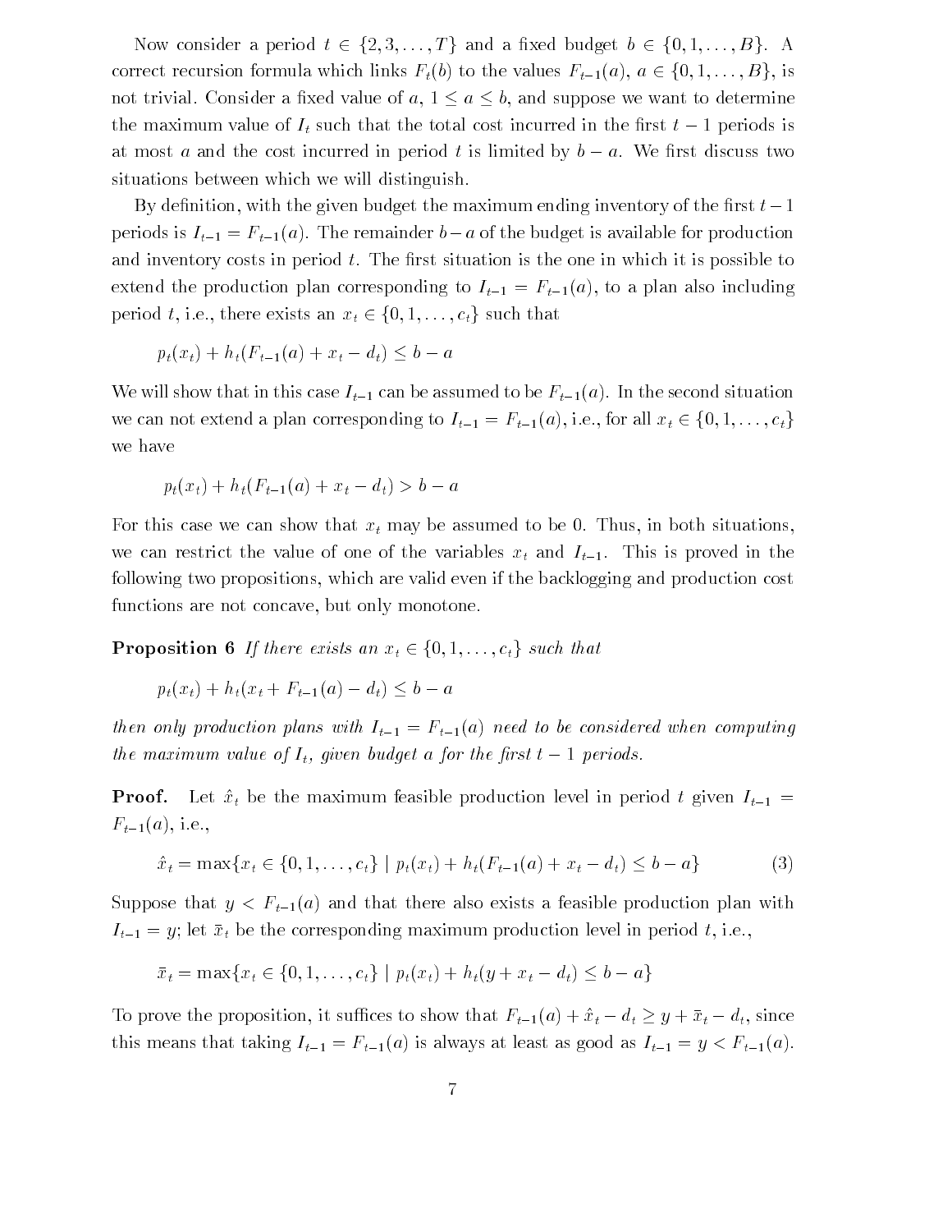Now consider a period $t \in \{2, 3, \ldots, T\}$ and a fixed budget $b \in \{0, 1, \ldots, B\}$. A correct recursion formula which links $F_t(b)$ to the values $F_{t-1}(a)$, $a \in \{0, 1, \ldots, B\}$, is not trivial. Consider a fixed value of $a$, $1 \leq a \leq b$, and suppose we want to determine the maximum value of $I_t$ such that the total cost incurred in the first $t-1$ periods is at most $a$ and the cost incurred in period $t$ is limited by $b - a$. We first discuss two situations between which we will distinguish.

By definition, with the given budget the maximum ending inventory of the first $t-1$ periods is $I_{t-1} = F_{t-1}(a)$. The remainder $b - a$ of the budget is available for production and inventory costs in period $t$. The first situation is the one in which it is possible to extend the production plan corresponding to $I_{t-1} = F_{t-1}(a)$, to a plan also including period $t$, i.e., there exists an $x_t \in \{0, 1, \ldots, c_t\}$ such that

$$p_t(x_t) + h_t(F_{t-1}(a) + x_t - d_t) \leq b - a$$

We will show that in this case $I_{t-1}$ can be assumed to be $F_{t-1}(a)$. In the second situation we can not extend a plan corresponding to $I_{t-1} = F_{t-1}(a)$, i.e., for all $x_t \in \{0, 1, \ldots, c_t\}$ we have

$$p_t(x_t) + h_t(F_{t-1}(a) + x_t - d_t) > b - a$$

For this case we can show that $x_t$ may be assumed to be 0. Thus, in both situations, we can restrict the value of one of the variables $x_t$ and $I_{t-1}$. This is proved in the following two propositions, which are valid even if the backlogging and production cost functions are not concave, but only monotone.

**Proposition 6** *If there exists an $x_t \in \{0, 1, \ldots, c_t\}$ such that*

$$p_t(x_t) + h_t(x_t + F_{t-1}(a) - d_t) \leq b - a$$

*then only production plans with $I_{t-1} = F_{t-1}(a)$ need to be considered when computing the maximum value of $I_t$, given budget $a$ for the first $t-1$ periods.*

**Proof.** Let $\hat{x}_t$ be the maximum feasible production level in period $t$ given $I_{t-1} = F_{t-1}(a)$, i.e.,

$$\hat{x}_t = \max\{x_t \in \{0, 1, \ldots, c_t\} \mid p_t(x_t) + h_t(F_{t-1}(a) + x_t - d_t) \leq b - a\} \tag{3}$$

Suppose that $y < F_{t-1}(a)$ and that there also exists a feasible production plan with $I_{t-1} = y$; let $\bar{x}_t$ be the corresponding maximum production level in period $t$, i.e.,

$$\bar{x}_t = \max\{x_t \in \{0, 1, \ldots, c_t\} \mid p_t(x_t) + h_t(y + x_t - d_t) \leq b - a\}$$

To prove the proposition, it suffices to show that $F_{t-1}(a) + \hat{x}_t - d_t \geq y + \bar{x}_t - d_t$, since this means that taking $I_{t-1} = F_{t-1}(a)$ is always at least as good as $I_{t-1} = y < F_{t-1}(a)$.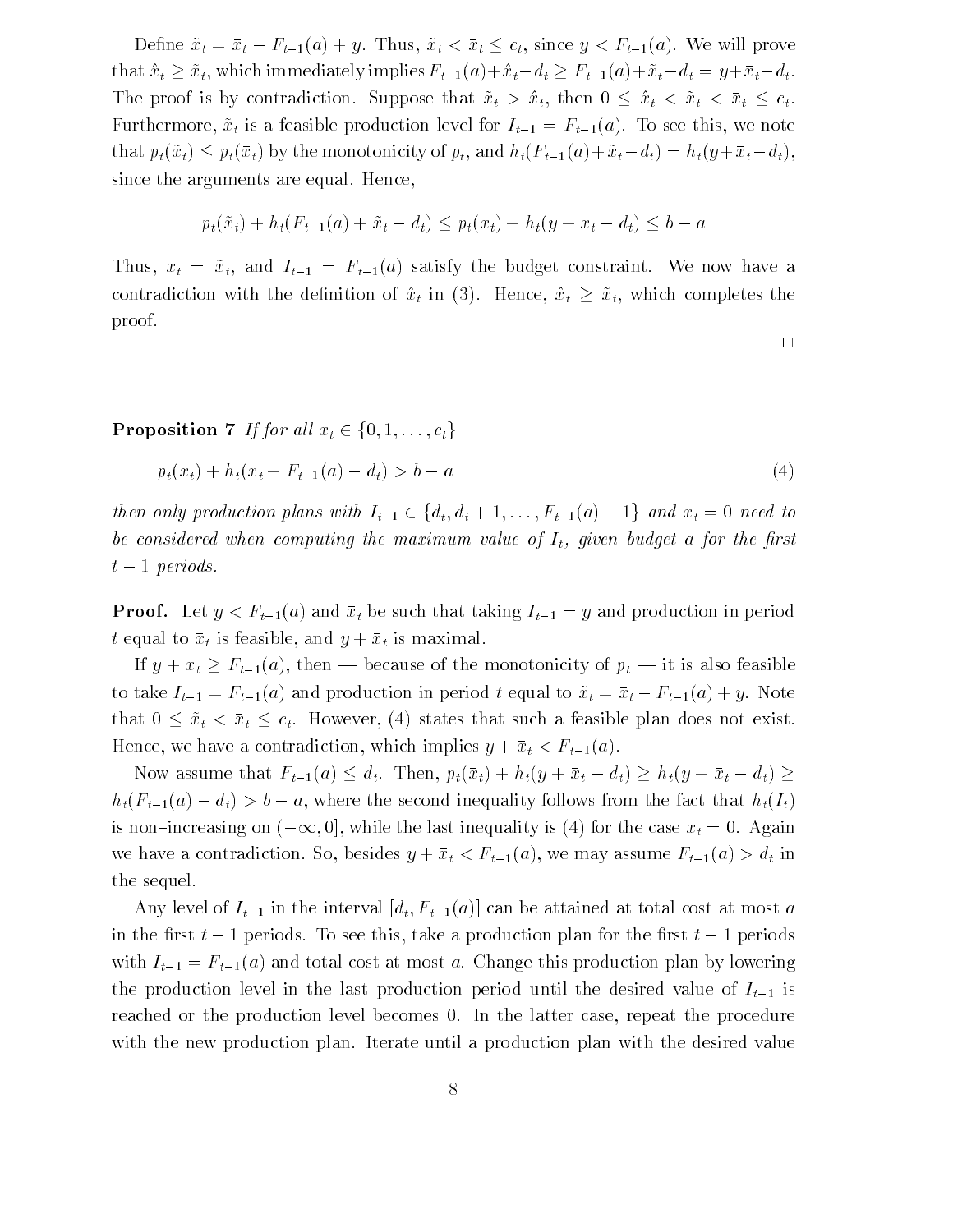Define $\tilde{x}_t = \bar{x}_t - F_{t-1}(a) + y$. Thus, $\tilde{x}_t < \bar{x}_t \leq c_t$, since $y < F_{t-1}(a)$. We will prove that $\hat{x}_t \geq \tilde{x}_t$, which immediately implies $F_{t-1}(a) + \hat{x}_t - d_t \geq F_{t-1}(a) + \tilde{x}_t - d_t = y + \bar{x}_t - d_t$. The proof is by contradiction. Suppose that $\tilde{x}_t > \hat{x}_t$, then $0 \leq \hat{x}_t < \tilde{x}_t < \bar{x}_t \leq c_t$. Furthermore, $\tilde{x}_t$ is a feasible production level for $I_{t-1} = F_{t-1}(a)$. To see this, we note that $p_t(\tilde{x}_t) \leq p_t(\bar{x}_t)$ by the monotonicity of $p_t$, and $h_t(F_{t-1}(a) + \tilde{x}_t - d_t) = h_t(y + \bar{x}_t - d_t)$, since the arguments are equal. Hence,

$$p_t(\tilde{x}_t) + h_t(F_{t-1}(a) + \tilde{x}_t - d_t) \leq p_t(\bar{x}_t) + h_t(y + \bar{x}_t - d_t) \leq b - a$$

Thus, $x_t = \tilde{x}_t$, and $I_{t-1} = F_{t-1}(a)$ satisfy the budget constraint. We now have a contradiction with the definition of $\hat{x}_t$ in (3). Hence, $\hat{x}_t \geq \tilde{x}_t$, which completes the proof.

□

**Proposition 7** *If for all $x_t \in \{0, 1, \ldots, c_t\}$*

$$p_t(x_t) + h_t(x_t + F_{t-1}(a) - d_t) > b - a \tag{4}$$

*then only production plans with $I_{t-1} \in \{d_t, d_t + 1, \ldots, F_{t-1}(a) - 1\}$ and $x_t = 0$ need to be considered when computing the maximum value of $I_t$, given budget $a$ for the first $t - 1$ periods.*

**Proof.** Let $y < F_{t-1}(a)$ and $\bar{x}_t$ be such that taking $I_{t-1} = y$ and production in period $t$ equal to $\bar{x}_t$ is feasible, and $y + \bar{x}_t$ is maximal.

If $y + \bar{x}_t \geq F_{t-1}(a)$, then — because of the monotonicity of $p_t$ — it is also feasible to take $I_{t-1} = F_{t-1}(a)$ and production in period $t$ equal to $\tilde{x}_t = \bar{x}_t - F_{t-1}(a) + y$. Note that $0 \leq \tilde{x}_t < \bar{x}_t \leq c_t$. However, (4) states that such a feasible plan does not exist. Hence, we have a contradiction, which implies $y + \bar{x}_t < F_{t-1}(a)$.

Now assume that $F_{t-1}(a) \leq d_t$. Then, $p_t(\bar{x}_t) + h_t(y + \bar{x}_t - d_t) \geq h_t(y + \bar{x}_t - d_t) \geq h_t(F_{t-1}(a) - d_t) > b - a$, where the second inequality follows from the fact that $h_t(I_t)$ is non–increasing on $(-\infty, 0]$, while the last inequality is (4) for the case $x_t = 0$. Again we have a contradiction. So, besides $y + \bar{x}_t < F_{t-1}(a)$, we may assume $F_{t-1}(a) > d_t$ in the sequel.

Any level of $I_{t-1}$ in the interval $[d_t, F_{t-1}(a)]$ can be attained at total cost at most $a$ in the first $t - 1$ periods. To see this, take a production plan for the first $t - 1$ periods with $I_{t-1} = F_{t-1}(a)$ and total cost at most $a$. Change this production plan by lowering the production level in the last production period until the desired value of $I_{t-1}$ is reached or the production level becomes 0. In the latter case, repeat the procedure with the new production plan. Iterate until a production plan with the desired value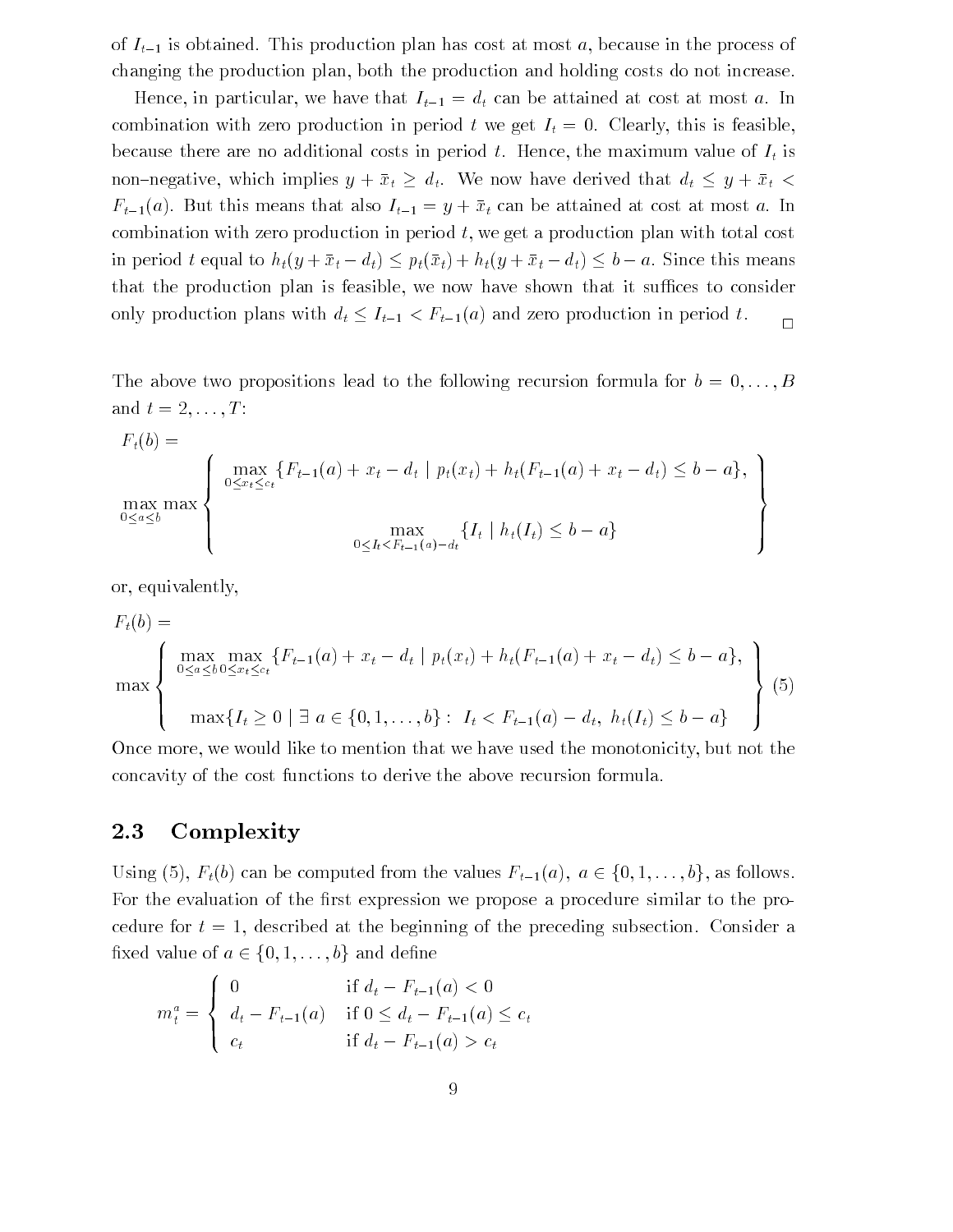of $I_{t-1}$ is obtained. This production plan has cost at most $a$, because in the process of changing the production plan, both the production and holding costs do not increase.

Hence, in particular, we have that $I_{t-1} = d_t$ can be attained at cost at most $a$. In combination with zero production in period $t$ we get $I_t = 0$. Clearly, this is feasible, because there are no additional costs in period $t$. Hence, the maximum value of $I_t$ is non–negative, which implies $y + \bar{x}_t \geq d_t$. We now have derived that $d_t \leq y + \bar{x}_t < F_{t-1}(a)$. But this means that also $I_{t-1} = y + \bar{x}_t$ can be attained at cost at most $a$. In combination with zero production in period $t$, we get a production plan with total cost in period $t$ equal to $h_t(y + \bar{x}_t - d_t) \leq p_t(\bar{x}_t) + h_t(y + \bar{x}_t - d_t) \leq b - a$. Since this means that the production plan is feasible, we now have shown that it suffices to consider only production plans with $d_t \leq I_{t-1} < F_{t-1}(a)$ and zero production in period $t$. $\square$

The above two propositions lead to the following recursion formula for $b = 0, \ldots, B$ and $t = 2, \ldots, T$:

$$F_t(b) = \max_{0 \leq a \leq b} \max \left\{ \begin{array}{c} \max\limits_{0 \leq x_t \leq c_t} \{F_{t-1}(a) + x_t - d_t \mid p_t(x_t) + h_t(F_{t-1}(a) + x_t - d_t) \leq b - a\}, \\ \\ \max\limits_{0 \leq I_t < F_{t-1}(a) - d_t} \{I_t \mid h_t(I_t) \leq b - a\} \end{array} \right\}$$

or, equivalently,

$$F_t(b) = \max \left\{ \begin{array}{c} \max\limits_{0 \leq a \leq b} \max\limits_{0 \leq x_t \leq c_t} \{F_{t-1}(a) + x_t - d_t \mid p_t(x_t) + h_t(F_{t-1}(a) + x_t - d_t) \leq b - a\}, \\ \\ \max\{I_t \geq 0 \mid \exists\, a \in \{0, 1, \ldots, b\} : \ I_t < F_{t-1}(a) - d_t,\ h_t(I_t) \leq b - a\} \end{array} \right\} \quad (5)$$

Once more, we would like to mention that we have used the monotonicity, but not the concavity of the cost functions to derive the above recursion formula.

## 2.3 Complexity

Using (5), $F_t(b)$ can be computed from the values $F_{t-1}(a)$, $a \in \{0, 1, \ldots, b\}$, as follows. For the evaluation of the first expression we propose a procedure similar to the procedure for $t = 1$, described at the beginning of the preceding subsection. Consider a fixed value of $a \in \{0, 1, \ldots, b\}$ and define

$$m_t^a = \begin{cases} 0 & \text{if } d_t - F_{t-1}(a) < 0 \\ d_t - F_{t-1}(a) & \text{if } 0 \leq d_t - F_{t-1}(a) \leq c_t \\ c_t & \text{if } d_t - F_{t-1}(a) > c_t \end{cases}$$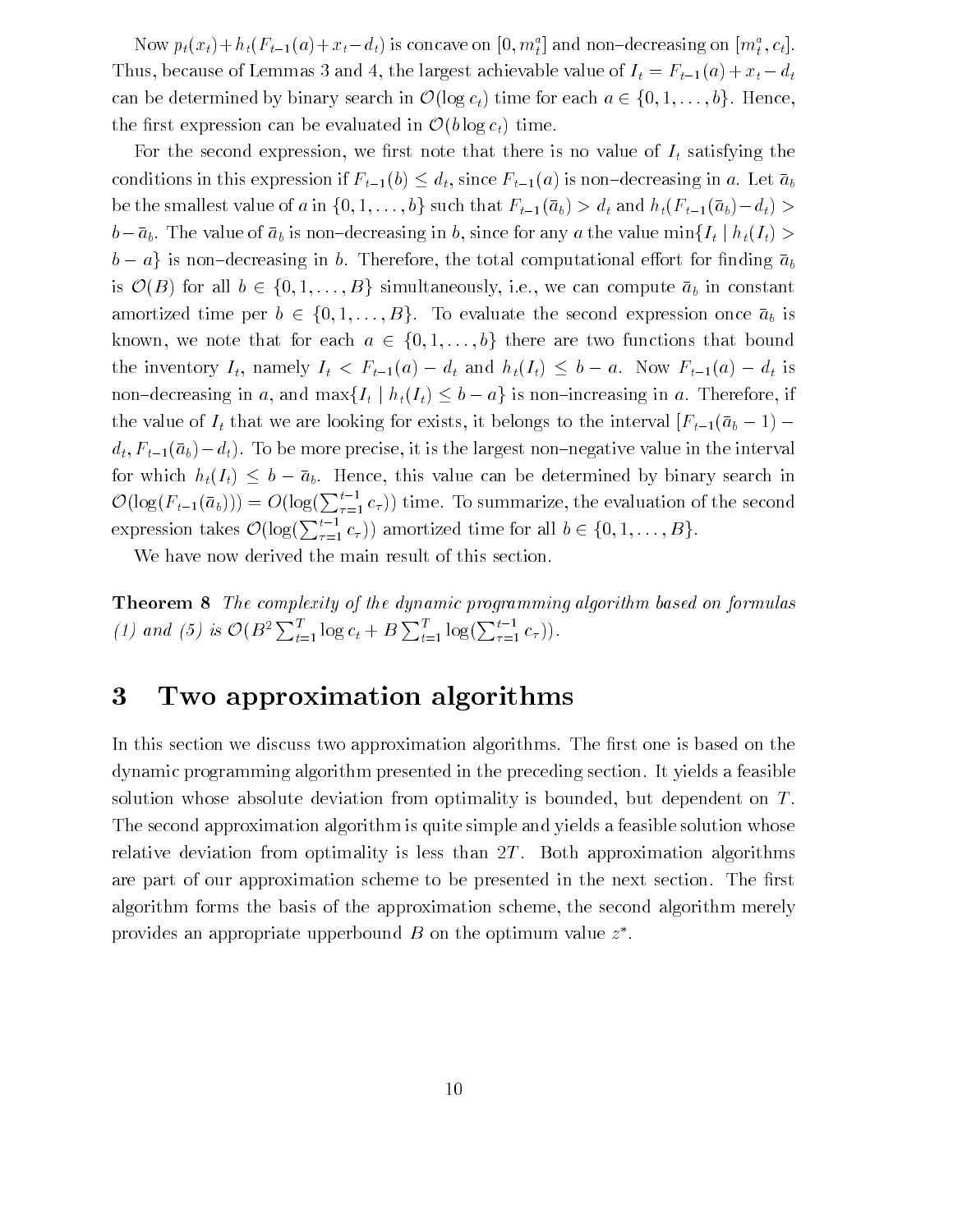Now $p_t(x_t)+h_t(F_{t-1}(a)+x_t-d_t)$ is concave on $[0,m_t^a]$ and non–decreasing on $[m_t^a,c_t]$. Thus, because of Lemmas 3 and 4, the largest achievable value of $I_t=F_{t-1}(a)+x_t-d_t$ can be determined by binary search in $\mathcal{O}(\log c_t)$ time for each $a\in\{0,1,\ldots,b\}$. Hence, the first expression can be evaluated in $\mathcal{O}(b\log c_t)$ time.

For the second expression, we first note that there is no value of $I_t$ satisfying the conditions in this expression if $F_{t-1}(b)\le d_t$, since $F_{t-1}(a)$ is non–decreasing in $a$. Let $\bar{a}_b$ be the smallest value of $a$ in $\{0,1,\ldots,b\}$ such that $F_{t-1}(\bar{a}_b)>d_t$ and $h_t(F_{t-1}(\bar{a}_b)-d_t)>b-\bar{a}_b$. The value of $\bar{a}_b$ is non–decreasing in $b$, since for any $a$ the value $\min\{I_t\mid h_t(I_t)>b-a\}$ is non–decreasing in $b$. Therefore, the total computational effort for finding $\bar{a}_b$ is $\mathcal{O}(B)$ for all $b\in\{0,1,\ldots,B\}$ simultaneously, i.e., we can compute $\bar{a}_b$ in constant amortized time per $b\in\{0,1,\ldots,B\}$. To evaluate the second expression once $\bar{a}_b$ is known, we note that for each $a\in\{0,1,\ldots,b\}$ there are two functions that bound the inventory $I_t$, namely $I_t<F_{t-1}(a)-d_t$ and $h_t(I_t)\le b-a$. Now $F_{t-1}(a)-d_t$ is non–decreasing in $a$, and $\max\{I_t\mid h_t(I_t)\le b-a\}$ is non–increasing in $a$. Therefore, if the value of $I_t$ that we are looking for exists, it belongs to the interval $[F_{t-1}(\bar{a}_b-1)-d_t,F_{t-1}(\bar{a}_b)-d_t)$. To be more precise, it is the largest non–negative value in the interval for which $h_t(I_t)\le b-\bar{a}_b$. Hence, this value can be determined by binary search in $\mathcal{O}(\log(F_{t-1}(\bar{a}_b)))=O(\log(\sum_{\tau=1}^{t-1}c_\tau))$ time. To summarize, the evaluation of the second expression takes $\mathcal{O}(\log(\sum_{\tau=1}^{t-1}c_\tau))$ amortized time for all $b\in\{0,1,\ldots,B\}$.

We have now derived the main result of this section.

**Theorem 8** *The complexity of the dynamic programming algorithm based on formulas (1) and (5) is* $\mathcal{O}(B^2\sum_{t=1}^{T}\log c_t+B\sum_{t=1}^{T}\log(\sum_{\tau=1}^{t-1}c_\tau))$.

# 3 Two approximation algorithms

In this section we discuss two approximation algorithms. The first one is based on the dynamic programming algorithm presented in the preceding section. It yields a feasible solution whose absolute deviation from optimality is bounded, but dependent on $T$. The second approximation algorithm is quite simple and yields a feasible solution whose relative deviation from optimality is less than $2T$. Both approximation algorithms are part of our approximation scheme to be presented in the next section. The first algorithm forms the basis of the approximation scheme, the second algorithm merely provides an appropriate upperbound $B$ on the optimum value $z^*$.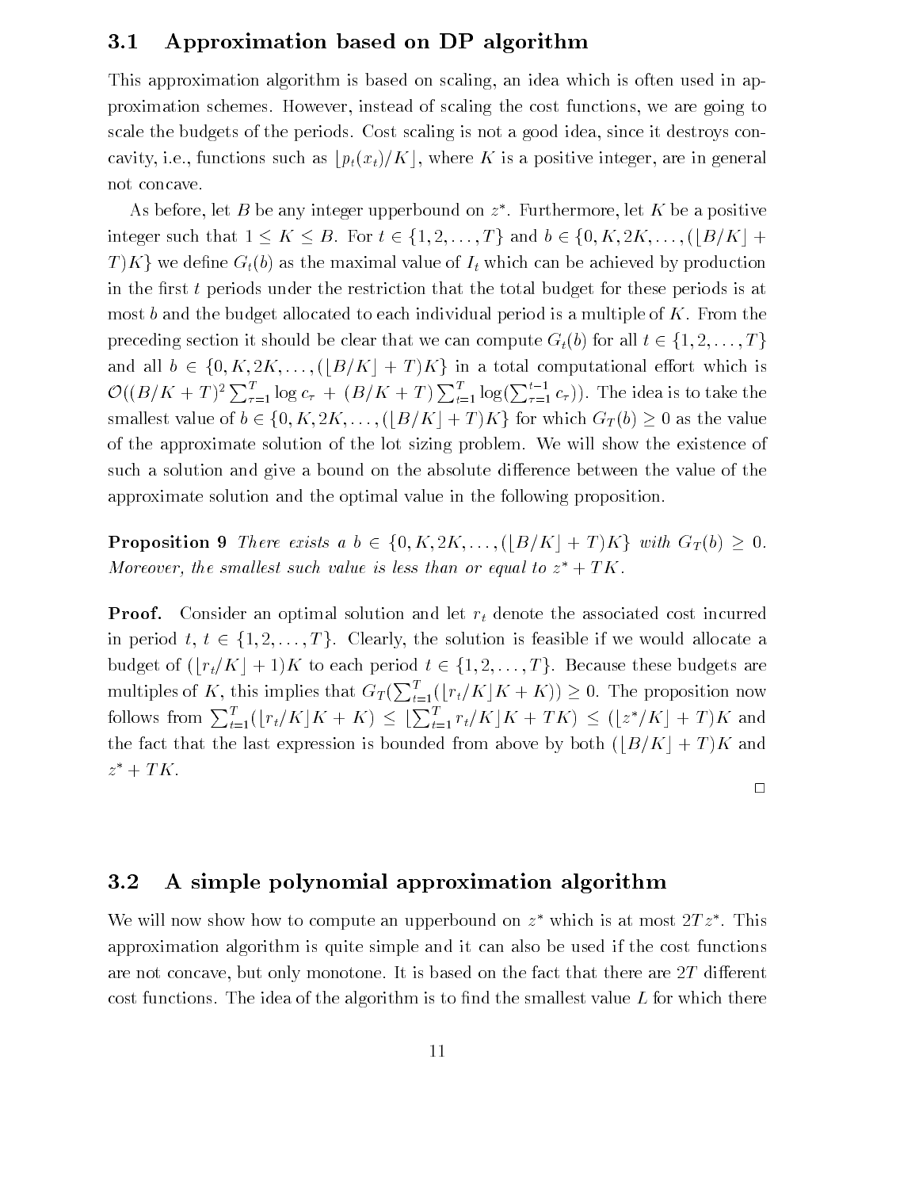### 3.1 Approximation based on DP algorithm

This approximation algorithm is based on scaling, an idea which is often used in approximation schemes. However, instead of scaling the cost functions, we are going to scale the budgets of the periods. Cost scaling is not a good idea, since it destroys concavity, i.e., functions such as $\lfloor p_t(x_t)/K \rfloor$, where $K$ is a positive integer, are in general not concave.

As before, let $B$ be any integer upperbound on $z^*$. Furthermore, let $K$ be a positive integer such that $1 \le K \le B$. For $t \in \{1, 2, \ldots, T\}$ and $b \in \{0, K, 2K, \ldots, (\lfloor B/K \rfloor + T)K\}$ we define $G_t(b)$ as the maximal value of $I_t$ which can be achieved by production in the first $t$ periods under the restriction that the total budget for these periods is at most $b$ and the budget allocated to each individual period is a multiple of $K$. From the preceding section it should be clear that we can compute $G_t(b)$ for all $t \in \{1, 2, \ldots, T\}$ and all $b \in \{0, K, 2K, \ldots, (\lfloor B/K \rfloor + T)K\}$ in a total computational effort which is $\mathcal{O}((B/K + T)^2 \sum_{\tau=1}^{T} \log c_\tau + (B/K + T) \sum_{t=1}^{T} \log(\sum_{\tau=1}^{t-1} c_\tau))$. The idea is to take the smallest value of $b \in \{0, K, 2K, \ldots, (\lfloor B/K \rfloor + T)K\}$ for which $G_T(b) \ge 0$ as the value of the approximate solution of the lot sizing problem. We will show the existence of such a solution and give a bound on the absolute difference between the value of the approximate solution and the optimal value in the following proposition.

**Proposition 9** *There exists a $b \in \{0, K, 2K, \ldots, (\lfloor B/K \rfloor + T)K\}$ with $G_T(b) \ge 0$. Moreover, the smallest such value is less than or equal to $z^* + TK$.*

**Proof.** Consider an optimal solution and let $r_t$ denote the associated cost incurred in period $t$, $t \in \{1, 2, \ldots, T\}$. Clearly, the solution is feasible if we would allocate a budget of $(\lfloor r_t/K \rfloor + 1)K$ to each period $t \in \{1, 2, \ldots, T\}$. Because these budgets are multiples of $K$, this implies that $G_T(\sum_{t=1}^{T}(\lfloor r_t/K \rfloor K + K)) \ge 0$. The proposition now follows from $\sum_{t=1}^{T}(\lfloor r_t/K \rfloor K + K) \le \lfloor \sum_{t=1}^{T} r_t/K \rfloor K + TK) \le (\lfloor z^*/K \rfloor + T)K$ and the fact that the last expression is bounded from above by both $(\lfloor B/K \rfloor + T)K$ and $z^* + TK$.

□

### 3.2 A simple polynomial approximation algorithm

We will now show how to compute an upperbound on $z^*$ which is at most $2Tz^*$. This approximation algorithm is quite simple and it can also be used if the cost functions are not concave, but only monotone. It is based on the fact that there are $2T$ different cost functions. The idea of the algorithm is to find the smallest value $L$ for which there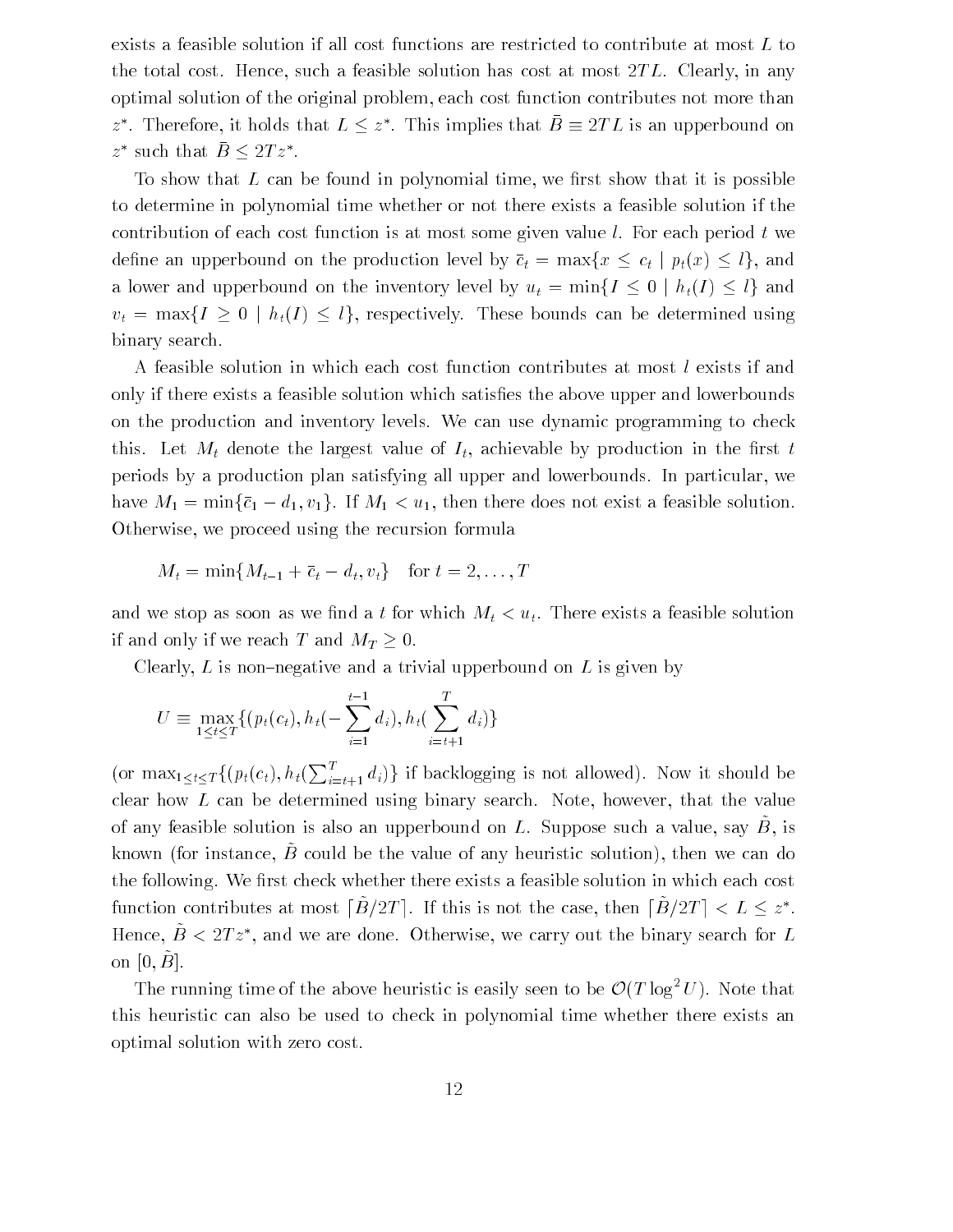exists a feasible solution if all cost functions are restricted to contribute at most $L$ to the total cost. Hence, such a feasible solution has cost at most $2TL$. Clearly, in any optimal solution of the original problem, each cost function contributes not more than $z^*$. Therefore, it holds that $L \leq z^*$. This implies that $\bar{B} \equiv 2TL$ is an upperbound on $z^*$ such that $\bar{B} \leq 2Tz^*$.

To show that $L$ can be found in polynomial time, we first show that it is possible to determine in polynomial time whether or not there exists a feasible solution if the contribution of each cost function is at most some given value $l$. For each period $t$ we define an upperbound on the production level by $\bar{c}_t = \max\{x \leq c_t \mid p_t(x) \leq l\}$, and a lower and upperbound on the inventory level by $u_t = \min\{I \leq 0 \mid h_t(I) \leq l\}$ and $v_t = \max\{I \geq 0 \mid h_t(I) \leq l\}$, respectively. These bounds can be determined using binary search.

A feasible solution in which each cost function contributes at most $l$ exists if and only if there exists a feasible solution which satisfies the above upper and lowerbounds on the production and inventory levels. We can use dynamic programming to check this. Let $M_t$ denote the largest value of $I_t$, achievable by production in the first $t$ periods by a production plan satisfying all upper and lowerbounds. In particular, we have $M_1 = \min\{\bar{c}_1 - d_1, v_1\}$. If $M_1 < u_1$, then there does not exist a feasible solution. Otherwise, we proceed using the recursion formula

$$M_t = \min\{M_{t-1} + \bar{c}_t - d_t, v_t\} \quad \text{for } t = 2, \ldots, T$$

and we stop as soon as we find a $t$ for which $M_t < u_t$. There exists a feasible solution if and only if we reach $T$ and $M_T \geq 0$.

Clearly, $L$ is non–negative and a trivial upperbound on $L$ is given by

$$U \equiv \max_{1 \leq t \leq T}\{(p_t(c_t), h_t(-\sum_{i=1}^{t-1} d_i), h_t(\sum_{i=t+1}^{T} d_i)\}$$

(or $\max_{1 \leq t \leq T}\{(p_t(c_t), h_t(\sum_{i=t+1}^{T} d_i)\}$ if backlogging is not allowed). Now it should be clear how $L$ can be determined using binary search. Note, however, that the value of any feasible solution is also an upperbound on $L$. Suppose such a value, say $\tilde{B}$, is known (for instance, $\tilde{B}$ could be the value of any heuristic solution), then we can do the following. We first check whether there exists a feasible solution in which each cost function contributes at most $\lceil \tilde{B}/2T \rceil$. If this is not the case, then $\lceil \tilde{B}/2T \rceil < L \leq z^*$. Hence, $\tilde{B} < 2Tz^*$, and we are done. Otherwise, we carry out the binary search for $L$ on $[0, \tilde{B}]$.

The running time of the above heuristic is easily seen to be $\mathcal{O}(T \log^2 U)$. Note that this heuristic can also be used to check in polynomial time whether there exists an optimal solution with zero cost.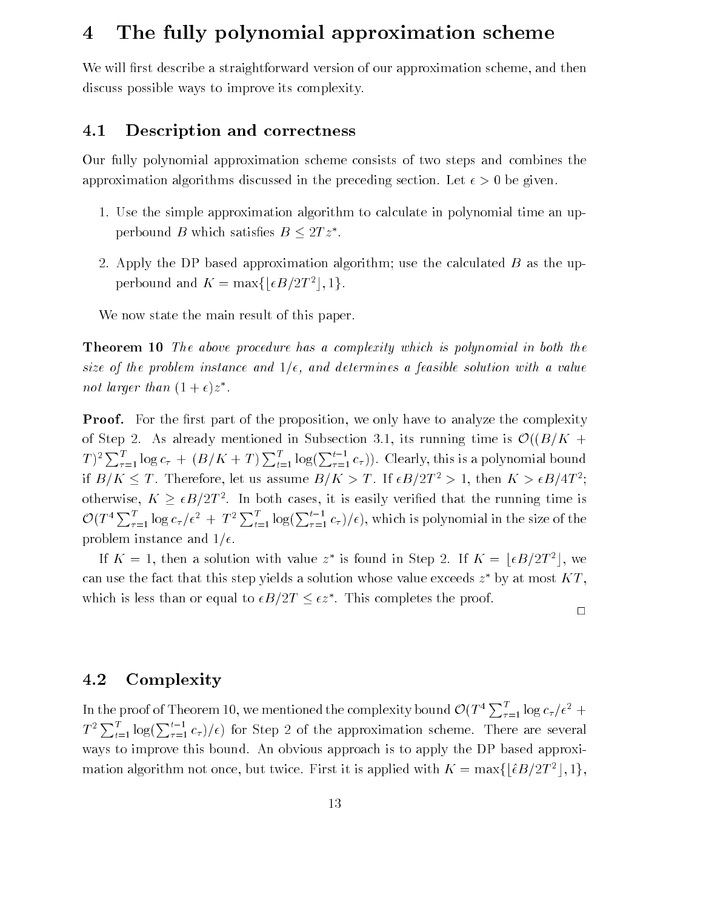# 4 The fully polynomial approximation scheme

We will first describe a straightforward version of our approximation scheme, and then discuss possible ways to improve its complexity.

## 4.1 Description and correctness

Our fully polynomial approximation scheme consists of two steps and combines the approximation algorithms discussed in the preceding section. Let $\epsilon > 0$ be given.

1. Use the simple approximation algorithm to calculate in polynomial time an upperbound $B$ which satisfies $B \leq 2Tz^*$.
2. Apply the DP based approximation algorithm; use the calculated $B$ as the upperbound and $K = \max\{\lfloor \epsilon B/2T^2 \rfloor, 1\}$.

We now state the main result of this paper.

**Theorem 10** *The above procedure has a complexity which is polynomial in both the size of the problem instance and $1/\epsilon$, and determines a feasible solution with a value not larger than $(1+\epsilon)z^*$.*

**Proof.** For the first part of the proposition, we only have to analyze the complexity of Step 2. As already mentioned in Subsection 3.1, its running time is $\mathcal{O}((B/K + T)^2 \sum_{\tau=1}^{T} \log c_\tau + (B/K + T) \sum_{t=1}^{T} \log(\sum_{\tau=1}^{t-1} c_\tau))$. Clearly, this is a polynomial bound if $B/K \leq T$. Therefore, let us assume $B/K > T$. If $\epsilon B/2T^2 > 1$, then $K > \epsilon B/4T^2$; otherwise, $K \geq \epsilon B/2T^2$. In both cases, it is easily verified that the running time is $\mathcal{O}(T^4 \sum_{\tau=1}^{T} \log c_\tau/\epsilon^2 + T^2 \sum_{t=1}^{T} \log(\sum_{\tau=1}^{t-1} c_\tau)/\epsilon)$, which is polynomial in the size of the problem instance and $1/\epsilon$.

If $K = 1$, then a solution with value $z^*$ is found in Step 2. If $K = \lfloor \epsilon B/2T^2 \rfloor$, we can use the fact that this step yields a solution whose value exceeds $z^*$ by at most $KT$, which is less than or equal to $\epsilon B/2T \leq \epsilon z^*$. This completes the proof.

□

## 4.2 Complexity

In the proof of Theorem 10, we mentioned the complexity bound $\mathcal{O}(T^4 \sum_{\tau=1}^{T} \log c_\tau/\epsilon^2 + T^2 \sum_{t=1}^{T} \log(\sum_{\tau=1}^{t-1} c_\tau)/\epsilon)$ for Step 2 of the approximation scheme. There are several ways to improve this bound. An obvious approach is to apply the DP based approximation algorithm not once, but twice. First it is applied with $K = \max\{\lfloor \hat{\epsilon} B/2T^2 \rfloor, 1\}$,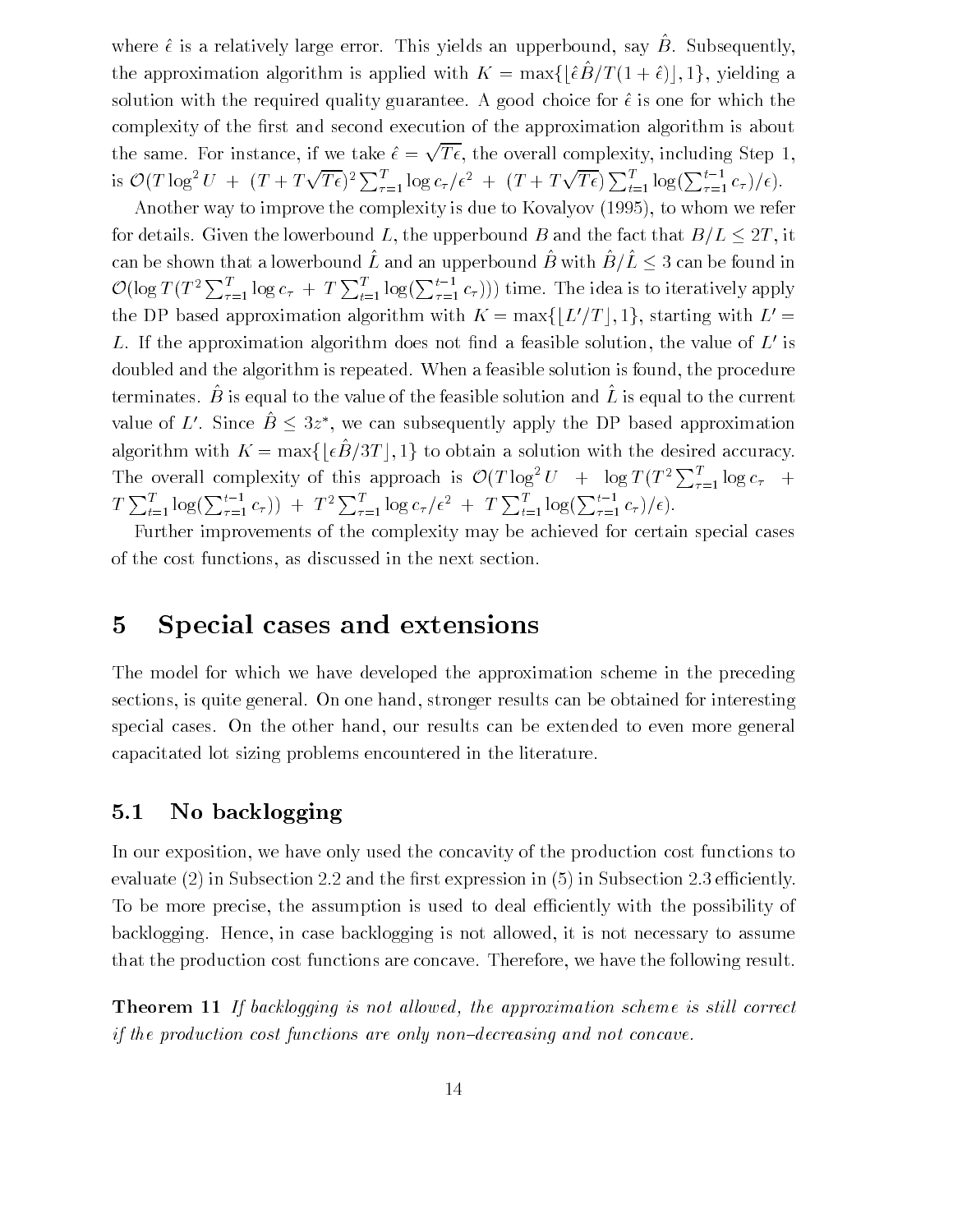where $\hat{\epsilon}$ is a relatively large error. This yields an upperbound, say $\hat{B}$. Subsequently, the approximation algorithm is applied with $K = \max\{\lfloor \hat{\epsilon}\hat{B}/T(1+\hat{\epsilon})\rfloor, 1\}$, yielding a solution with the required quality guarantee. A good choice for $\hat{\epsilon}$ is one for which the complexity of the first and second execution of the approximation algorithm is about the same. For instance, if we take $\hat{\epsilon} = \sqrt{T\epsilon}$, the overall complexity, including Step 1, is $\mathcal{O}(T\log^2 U \ + \ (T + T\sqrt{T\epsilon})^2 \sum_{\tau=1}^{T} \log c_\tau/\epsilon^2 \ + \ (T + T\sqrt{T\epsilon}) \sum_{t=1}^{T} \log(\sum_{\tau=1}^{t-1} c_\tau)/\epsilon)$.

Another way to improve the complexity is due to Kovalyov (1995), to whom we refer for details. Given the lowerbound $L$, the upperbound $B$ and the fact that $B/L \leq 2T$, it can be shown that a lowerbound $\hat{L}$ and an upperbound $\hat{B}$ with $\hat{B}/\hat{L} \leq 3$ can be found in $\mathcal{O}(\log T(T^2 \sum_{\tau=1}^{T} \log c_\tau \ + \ T\sum_{t=1}^{T} \log(\sum_{\tau=1}^{t-1} c_\tau)))$ time. The idea is to iteratively apply the DP based approximation algorithm with $K = \max\{\lfloor L'/T \rfloor, 1\}$, starting with $L' = L$. If the approximation algorithm does not find a feasible solution, the value of $L'$ is doubled and the algorithm is repeated. When a feasible solution is found, the procedure terminates. $\hat{B}$ is equal to the value of the feasible solution and $\hat{L}$ is equal to the current value of $L'$. Since $\hat{B} \leq 3z^*$, we can subsequently apply the DP based approximation algorithm with $K = \max\{\lfloor \epsilon\hat{B}/3T \rfloor, 1\}$ to obtain a solution with the desired accuracy. The overall complexity of this approach is $\mathcal{O}(T\log^2 U \ + \ \log T(T^2 \sum_{\tau=1}^{T} \log c_\tau \ + \ T\sum_{t=1}^{T} \log(\sum_{\tau=1}^{t-1} c_\tau)) \ + \ T^2 \sum_{\tau=1}^{T} \log c_\tau/\epsilon^2 \ + \ T\sum_{t=1}^{T} \log(\sum_{\tau=1}^{t-1} c_\tau)/\epsilon)$.

Further improvements of the complexity may be achieved for certain special cases of the cost functions, as discussed in the next section.

# 5 Special cases and extensions

The model for which we have developed the approximation scheme in the preceding sections, is quite general. On one hand, stronger results can be obtained for interesting special cases. On the other hand, our results can be extended to even more general capacitated lot sizing problems encountered in the literature.

## 5.1 No backlogging

In our exposition, we have only used the concavity of the production cost functions to evaluate (2) in Subsection 2.2 and the first expression in (5) in Subsection 2.3 efficiently. To be more precise, the assumption is used to deal efficiently with the possibility of backlogging. Hence, in case backlogging is not allowed, it is not necessary to assume that the production cost functions are concave. Therefore, we have the following result.

**Theorem 11** *If backlogging is not allowed, the approximation scheme is still correct if the production cost functions are only non–decreasing and not concave.*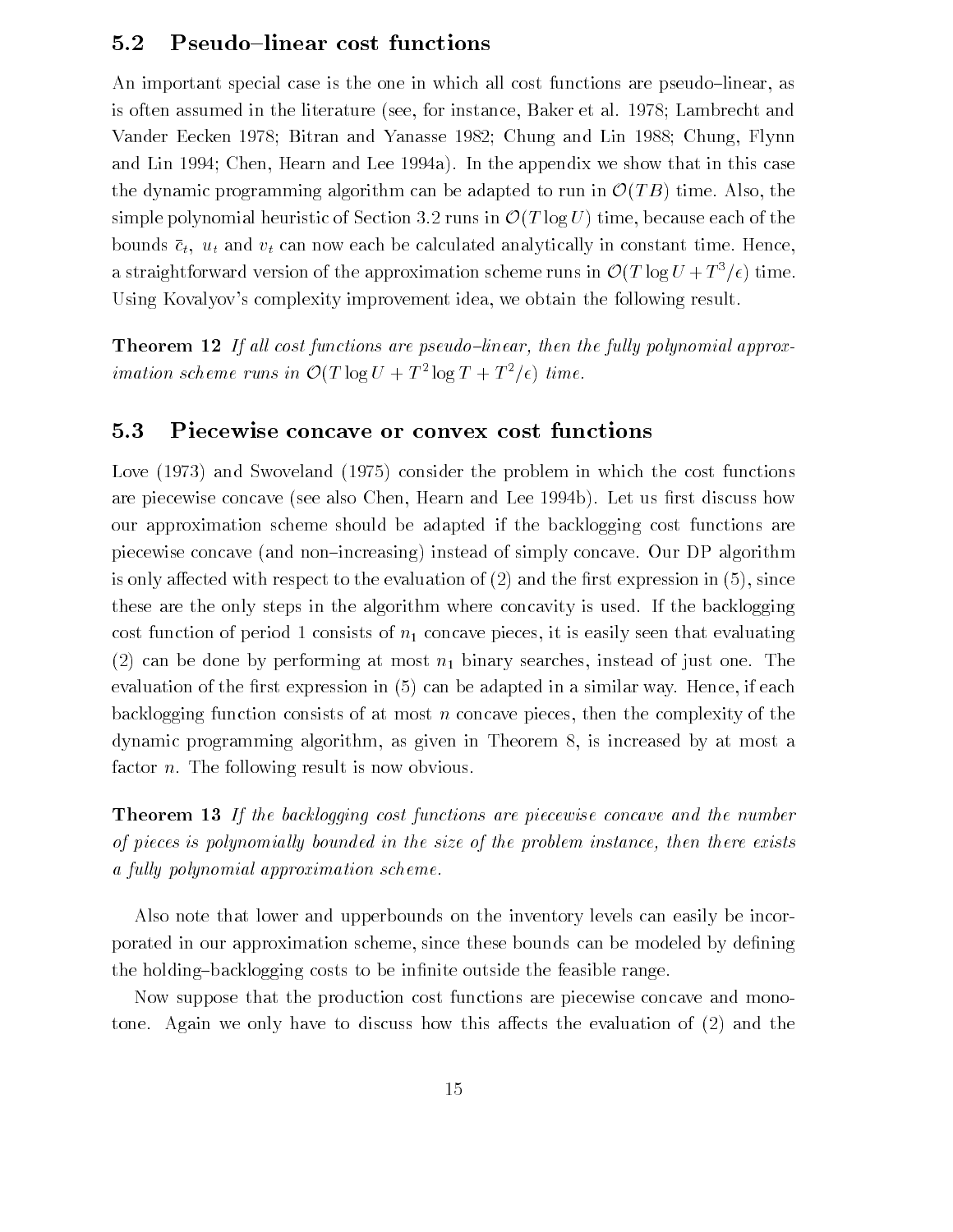## 5.2 Pseudo–linear cost functions

An important special case is the one in which all cost functions are pseudo–linear, as is often assumed in the literature (see, for instance, Baker et al. 1978; Lambrecht and Vander Eecken 1978; Bitran and Yanasse 1982; Chung and Lin 1988; Chung, Flynn and Lin 1994; Chen, Hearn and Lee 1994a). In the appendix we show that in this case the dynamic programming algorithm can be adapted to run in $\mathcal{O}(TB)$ time. Also, the simple polynomial heuristic of Section 3.2 runs in $\mathcal{O}(T \log U)$ time, because each of the bounds $\bar{c}_t$, $u_t$ and $v_t$ can now each be calculated analytically in constant time. Hence, a straightforward version of the approximation scheme runs in $\mathcal{O}(T \log U + T^3/\epsilon)$ time. Using Kovalyov's complexity improvement idea, we obtain the following result.

**Theorem 12** *If all cost functions are pseudo–linear, then the fully polynomial approximation scheme runs in $\mathcal{O}(T \log U + T^2 \log T + T^2/\epsilon)$ time.*

## 5.3 Piecewise concave or convex cost functions

Love (1973) and Swoveland (1975) consider the problem in which the cost functions are piecewise concave (see also Chen, Hearn and Lee 1994b). Let us first discuss how our approximation scheme should be adapted if the backlogging cost functions are piecewise concave (and non–increasing) instead of simply concave. Our DP algorithm is only affected with respect to the evaluation of (2) and the first expression in (5), since these are the only steps in the algorithm where concavity is used. If the backlogging cost function of period 1 consists of $n_1$ concave pieces, it is easily seen that evaluating (2) can be done by performing at most $n_1$ binary searches, instead of just one. The evaluation of the first expression in (5) can be adapted in a similar way. Hence, if each backlogging function consists of at most $n$ concave pieces, then the complexity of the dynamic programming algorithm, as given in Theorem 8, is increased by at most a factor $n$. The following result is now obvious.

**Theorem 13** *If the backlogging cost functions are piecewise concave and the number of pieces is polynomially bounded in the size of the problem instance, then there exists a fully polynomial approximation scheme.*

Also note that lower and upperbounds on the inventory levels can easily be incorporated in our approximation scheme, since these bounds can be modeled by defining the holding–backlogging costs to be infinite outside the feasible range.

Now suppose that the production cost functions are piecewise concave and monotone. Again we only have to discuss how this affects the evaluation of (2) and the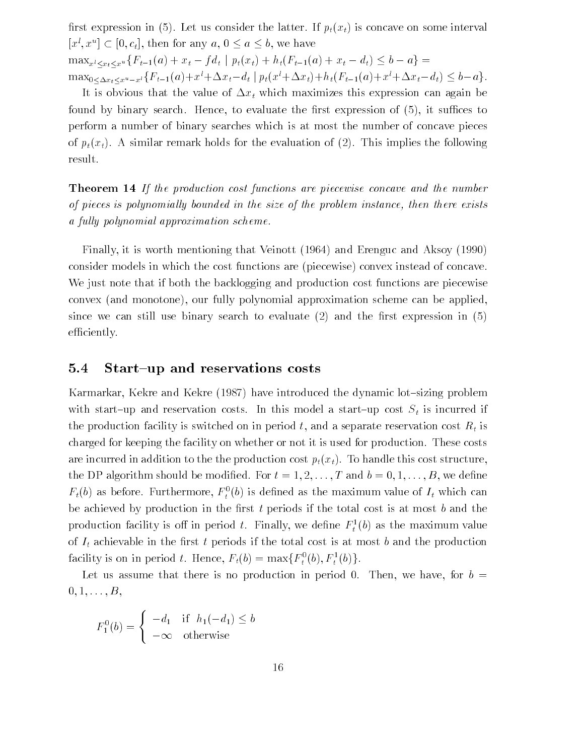first expression in (5). Let us consider the latter. If $p_t(x_t)$ is concave on some interval $[x^l, x^u] \subset [0, c_t]$, then for any $a$, $0 \leq a \leq b$, we have

$\max_{x^l \leq x_t \leq x^u}\{F_{t-1}(a) + x_t - fd_t \mid p_t(x_t) + h_t(F_{t-1}(a) + x_t - d_t) \leq b - a\} =$

$\max_{0 \leq \Delta x_t \leq x^u - x^l}\{F_{t-1}(a) + x^l + \Delta x_t - d_t \mid p_t(x^l + \Delta x_t) + h_t(F_{t-1}(a) + x^l + \Delta x_t - d_t) \leq b - a\}$.

It is obvious that the value of $\Delta x_t$ which maximizes this expression can again be found by binary search. Hence, to evaluate the first expression of (5), it suffices to perform a number of binary searches which is at most the number of concave pieces of $p_t(x_t)$. A similar remark holds for the evaluation of (2). This implies the following result.

**Theorem 14** *If the production cost functions are piecewise concave and the number of pieces is polynomially bounded in the size of the problem instance, then there exists a fully polynomial approximation scheme.*

Finally, it is worth mentioning that Veinott (1964) and Erenguc and Aksoy (1990) consider models in which the cost functions are (piecewise) convex instead of concave. We just note that if both the backlogging and production cost functions are piecewise convex (and monotone), our fully polynomial approximation scheme can be applied, since we can still use binary search to evaluate (2) and the first expression in (5) efficiently.

## 5.4 Start–up and reservations costs

Karmarkar, Kekre and Kekre (1987) have introduced the dynamic lot–sizing problem with start–up and reservation costs. In this model a start–up cost $S_t$ is incurred if the production facility is switched on in period $t$, and a separate reservation cost $R_t$ is charged for keeping the facility on whether or not it is used for production. These costs are incurred in addition to the the production cost $p_t(x_t)$. To handle this cost structure, the DP algorithm should be modified. For $t = 1, 2, \ldots, T$ and $b = 0, 1, \ldots, B$, we define $F_t(b)$ as before. Furthermore, $F_t^0(b)$ is defined as the maximum value of $I_t$ which can be achieved by production in the first $t$ periods if the total cost is at most $b$ and the production facility is off in period $t$. Finally, we define $F_t^1(b)$ as the maximum value of $I_t$ achievable in the first $t$ periods if the total cost is at most $b$ and the production facility is on in period $t$. Hence, $F_t(b) = \max\{F_t^0(b), F_t^1(b)\}$.

Let us assume that there is no production in period 0. Then, we have, for $b = 0, 1, \ldots, B$,

$$F_1^0(b) = \begin{cases} -d_1 & \text{if } h_1(-d_1) \leq b \\ -\infty & \text{otherwise} \end{cases}$$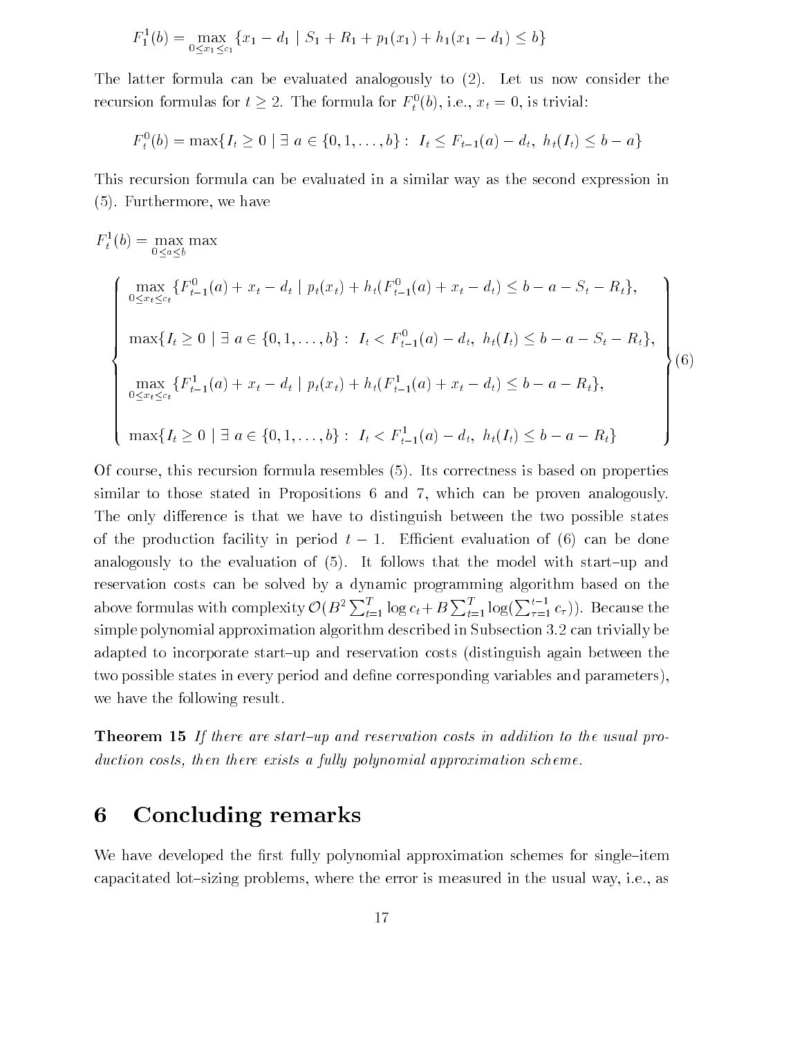$$F_1^1(b) = \max_{0 \le x_1 \le c_1} \{x_1 - d_1 \mid S_1 + R_1 + p_1(x_1) + h_1(x_1 - d_1) \le b\}$$

The latter formula can be evaluated analogously to (2). Let us now consider the recursion formulas for $t \ge 2$. The formula for $F_t^0(b)$, i.e., $x_t = 0$, is trivial:

$$F_t^0(b) = \max\{I_t \ge 0 \mid \exists\, a \in \{0, 1, \dots, b\} : \; I_t \le F_{t-1}(a) - d_t, \; h_t(I_t) \le b - a\}$$

This recursion formula can be evaluated in a similar way as the second expression in (5). Furthermore, we have

$$F_t^1(b) = \max_{0 \le a \le b} \max \left\{ \begin{array}{l} \displaystyle\max_{0 \le x_t \le c_t} \{F_{t-1}^0(a) + x_t - d_t \mid p_t(x_t) + h_t(F_{t-1}^0(a) + x_t - d_t) \le b - a - S_t - R_t\}, \\ \\ \max\{I_t \ge 0 \mid \exists\, a \in \{0, 1, \dots, b\} : \; I_t < F_{t-1}^0(a) - d_t, \; h_t(I_t) \le b - a - S_t - R_t\}, \\ \\ \displaystyle\max_{0 \le x_t \le c_t} \{F_{t-1}^1(a) + x_t - d_t \mid p_t(x_t) + h_t(F_{t-1}^1(a) + x_t - d_t) \le b - a - R_t\}, \\ \\ \max\{I_t \ge 0 \mid \exists\, a \in \{0, 1, \dots, b\} : \; I_t < F_{t-1}^1(a) - d_t, \; h_t(I_t) \le b - a - R_t\} \end{array} \right\} \quad (6)$$

Of course, this recursion formula resembles (5). Its correctness is based on properties similar to those stated in Propositions 6 and 7, which can be proven analogously. The only difference is that we have to distinguish between the two possible states of the production facility in period $t-1$. Efficient evaluation of (6) can be done analogously to the evaluation of (5). It follows that the model with start–up and reservation costs can be solved by a dynamic programming algorithm based on the above formulas with complexity $\mathcal{O}(B^2 \sum_{t=1}^{T} \log c_t + B \sum_{t=1}^{T} \log(\sum_{\tau=1}^{t-1} c_\tau))$. Because the simple polynomial approximation algorithm described in Subsection 3.2 can trivially be adapted to incorporate start–up and reservation costs (distinguish again between the two possible states in every period and define corresponding variables and parameters), we have the following result.

**Theorem 15** *If there are start–up and reservation costs in addition to the usual production costs, then there exists a fully polynomial approximation scheme.*

# 6 Concluding remarks

We have developed the first fully polynomial approximation schemes for single–item capacitated lot–sizing problems, where the error is measured in the usual way, i.e., as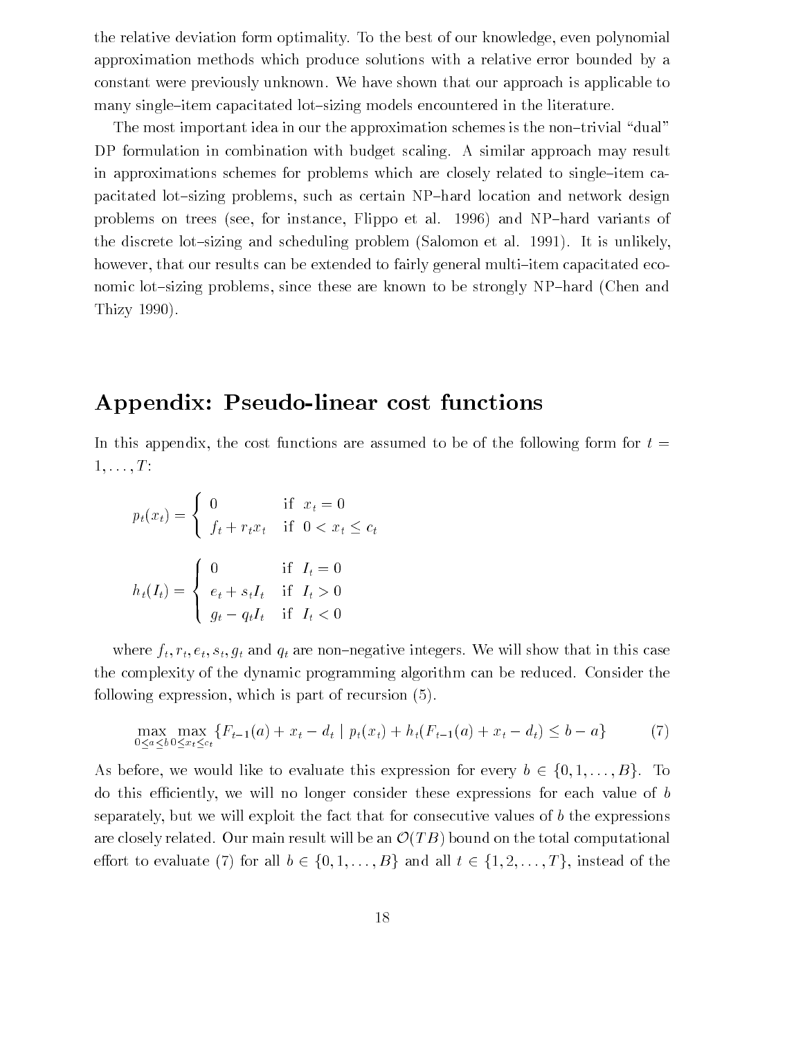the relative deviation form optimality. To the best of our knowledge, even polynomial approximation methods which produce solutions with a relative error bounded by a constant were previously unknown. We have shown that our approach is applicable to many single–item capacitated lot–sizing models encountered in the literature.

The most important idea in our the approximation schemes is the non–trivial "dual" DP formulation in combination with budget scaling. A similar approach may result in approximations schemes for problems which are closely related to single–item capacitated lot–sizing problems, such as certain NP–hard location and network design problems on trees (see, for instance, Flippo et al. 1996) and NP–hard variants of the discrete lot–sizing and scheduling problem (Salomon et al. 1991). It is unlikely, however, that our results can be extended to fairly general multi–item capacitated economic lot–sizing problems, since these are known to be strongly NP–hard (Chen and Thizy 1990).

## Appendix: Pseudo-linear cost functions

In this appendix, the cost functions are assumed to be of the following form for $t = 1, \ldots, T$:

$$p_t(x_t) = \begin{cases} 0 & \text{if } x_t = 0 \\ f_t + r_t x_t & \text{if } 0 < x_t \leq c_t \end{cases}$$

$$h_t(I_t) = \begin{cases} 0 & \text{if } I_t = 0 \\ e_t + s_t I_t & \text{if } I_t > 0 \\ g_t - q_t I_t & \text{if } I_t < 0 \end{cases}$$

where $f_t, r_t, e_t, s_t, g_t$ and $q_t$ are non–negative integers. We will show that in this case the complexity of the dynamic programming algorithm can be reduced. Consider the following expression, which is part of recursion (5).

$$\max_{0 \leq a \leq b} \max_{0 \leq x_t \leq c_t} \{F_{t-1}(a) + x_t - d_t \mid p_t(x_t) + h_t(F_{t-1}(a) + x_t - d_t) \leq b - a\} \tag{7}$$

As before, we would like to evaluate this expression for every $b \in \{0, 1, \ldots, B\}$. To do this efficiently, we will no longer consider these expressions for each value of $b$ separately, but we will exploit the fact that for consecutive values of $b$ the expressions are closely related. Our main result will be an $\mathcal{O}(TB)$ bound on the total computational effort to evaluate (7) for all $b \in \{0, 1, \ldots, B\}$ and all $t \in \{1, 2, \ldots, T\}$, instead of the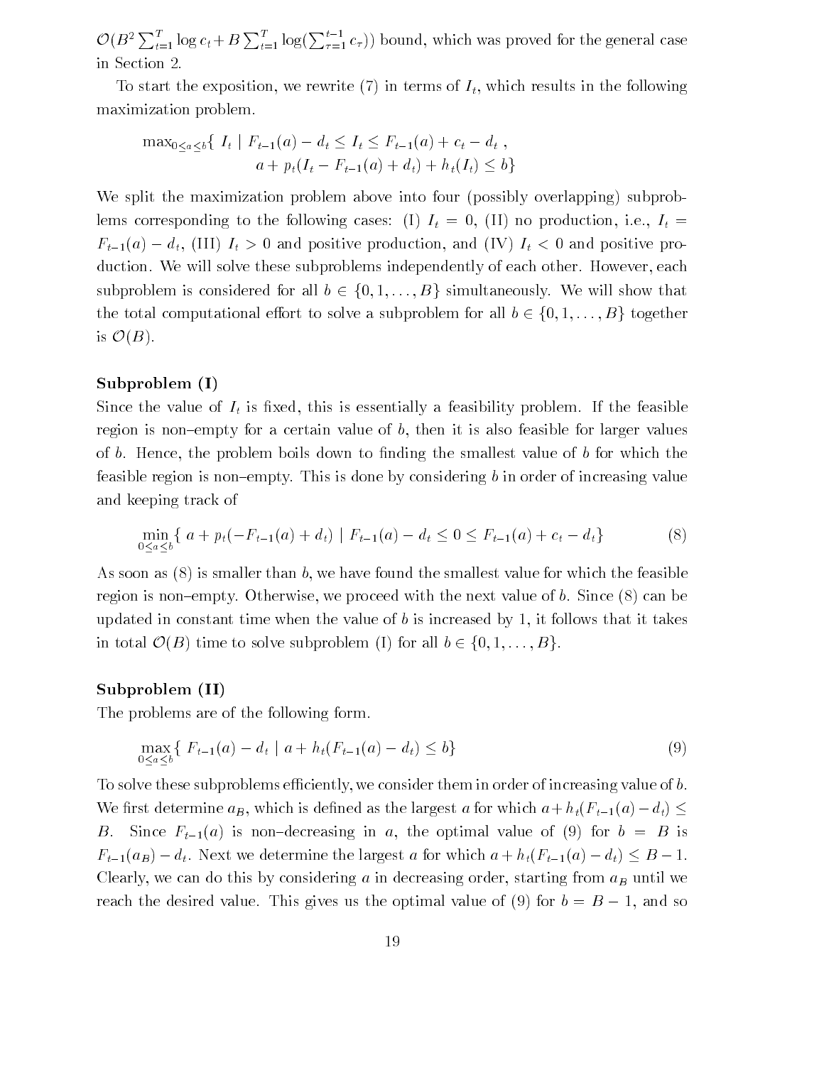$\mathcal{O}(B^2 \sum_{t=1}^{T} \log c_t + B \sum_{t=1}^{T} \log(\sum_{\tau=1}^{t-1} c_\tau))$ bound, which was proved for the general case in Section 2.

To start the exposition, we rewrite (7) in terms of $I_t$, which results in the following maximization problem.

$$\max_{0 \le a \le b} \{ \; I_t \mid F_{t-1}(a) - d_t \le I_t \le F_{t-1}(a) + c_t - d_t \; , \\ a + p_t(I_t - F_{t-1}(a) + d_t) + h_t(I_t) \le b \}$$

We split the maximization problem above into four (possibly overlapping) subproblems corresponding to the following cases: (I) $I_t = 0$, (II) no production, i.e., $I_t = F_{t-1}(a) - d_t$, (III) $I_t > 0$ and positive production, and (IV) $I_t < 0$ and positive production. We will solve these subproblems independently of each other. However, each subproblem is considered for all $b \in \{0, 1, \ldots, B\}$ simultaneously. We will show that the total computational effort to solve a subproblem for all $b \in \{0, 1, \ldots, B\}$ together is $\mathcal{O}(B)$.

**Subproblem (I)**

Since the value of $I_t$ is fixed, this is essentially a feasibility problem. If the feasible region is non–empty for a certain value of $b$, then it is also feasible for larger values of $b$. Hence, the problem boils down to finding the smallest value of $b$ for which the feasible region is non–empty. This is done by considering $b$ in order of increasing value and keeping track of

$$\min_{0 \le a \le b} \{ \; a + p_t(-F_{t-1}(a) + d_t) \mid F_{t-1}(a) - d_t \le 0 \le F_{t-1}(a) + c_t - d_t \} \tag{8}$$

As soon as (8) is smaller than $b$, we have found the smallest value for which the feasible region is non–empty. Otherwise, we proceed with the next value of $b$. Since (8) can be updated in constant time when the value of $b$ is increased by 1, it follows that it takes in total $\mathcal{O}(B)$ time to solve subproblem (I) for all $b \in \{0, 1, \ldots, B\}$.

**Subproblem (II)**

The problems are of the following form.

$$\max_{0 \le a \le b} \{ \; F_{t-1}(a) - d_t \mid a + h_t(F_{t-1}(a) - d_t) \le b \} \tag{9}$$

To solve these subproblems efficiently, we consider them in order of increasing value of $b$. We first determine $a_B$, which is defined as the largest $a$ for which $a + h_t(F_{t-1}(a) - d_t) \le B$. Since $F_{t-1}(a)$ is non–decreasing in $a$, the optimal value of (9) for $b = B$ is $F_{t-1}(a_B) - d_t$. Next we determine the largest $a$ for which $a + h_t(F_{t-1}(a) - d_t) \le B - 1$. Clearly, we can do this by considering $a$ in decreasing order, starting from $a_B$ until we reach the desired value. This gives us the optimal value of (9) for $b = B - 1$, and so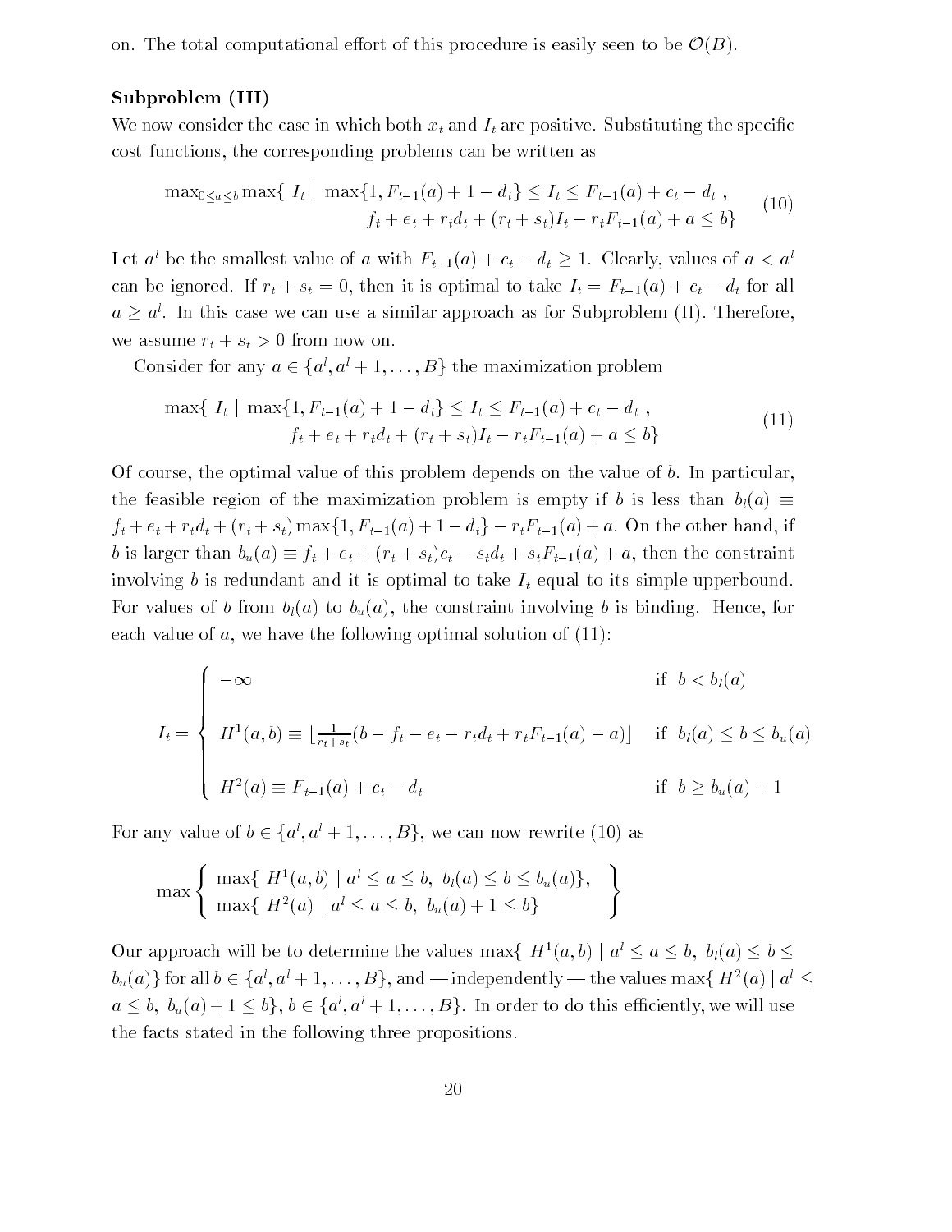on. The total computational effort of this procedure is easily seen to be $\mathcal{O}(B)$.

**Subproblem (III)**

We now consider the case in which both $x_t$ and $I_t$ are positive. Substituting the specific cost functions, the corresponding problems can be written as

$$\begin{aligned}\max_{0 \leq a \leq b} \max\{\ I_t \mid\ & \max\{1, F_{t-1}(a) + 1 - d_t\} \leq I_t \leq F_{t-1}(a) + c_t - d_t\ , \\ & f_t + e_t + r_t d_t + (r_t + s_t) I_t - r_t F_{t-1}(a) + a \leq b\}\end{aligned} \tag{10}$$

Let $a^l$ be the smallest value of $a$ with $F_{t-1}(a) + c_t - d_t \geq 1$. Clearly, values of $a < a^l$ can be ignored. If $r_t + s_t = 0$, then it is optimal to take $I_t = F_{t-1}(a) + c_t - d_t$ for all $a \geq a^l$. In this case we can use a similar approach as for Subproblem (II). Therefore, we assume $r_t + s_t > 0$ from now on.

Consider for any $a \in \{a^l, a^l + 1, \ldots, B\}$ the maximization problem

$$\begin{aligned}\max\{\ I_t \mid\ & \max\{1, F_{t-1}(a) + 1 - d_t\} \leq I_t \leq F_{t-1}(a) + c_t - d_t\ , \\ & f_t + e_t + r_t d_t + (r_t + s_t) I_t - r_t F_{t-1}(a) + a \leq b\}\end{aligned} \tag{11}$$

Of course, the optimal value of this problem depends on the value of $b$. In particular, the feasible region of the maximization problem is empty if $b$ is less than $b_l(a) \equiv f_t + e_t + r_t d_t + (r_t + s_t) \max\{1, F_{t-1}(a) + 1 - d_t\} - r_t F_{t-1}(a) + a$. On the other hand, if $b$ is larger than $b_u(a) \equiv f_t + e_t + (r_t + s_t) c_t - s_t d_t + s_t F_{t-1}(a) + a$, then the constraint involving $b$ is redundant and it is optimal to take $I_t$ equal to its simple upperbound. For values of $b$ from $b_l(a)$ to $b_u(a)$, the constraint involving $b$ is binding. Hence, for each value of $a$, we have the following optimal solution of (11):

$$I_t = \begin{cases} -\infty & \text{if } b < b_l(a) \\[2ex] H^1(a, b) \equiv \lfloor \frac{1}{r_t + s_t}(b - f_t - e_t - r_t d_t + r_t F_{t-1}(a) - a) \rfloor & \text{if } b_l(a) \leq b \leq b_u(a) \\[2ex] H^2(a) \equiv F_{t-1}(a) + c_t - d_t & \text{if } b \geq b_u(a) + 1 \end{cases}$$

For any value of $b \in \{a^l, a^l + 1, \ldots, B\}$, we can now rewrite (10) as

$$\max \left\{ \begin{array}{l} \max\{\ H^1(a, b) \mid a^l \leq a \leq b,\ b_l(a) \leq b \leq b_u(a)\}, \\ \max\{\ H^2(a) \mid a^l \leq a \leq b,\ b_u(a) + 1 \leq b\} \end{array} \right\}$$

Our approach will be to determine the values $\max\{\ H^1(a, b) \mid a^l \leq a \leq b,\ b_l(a) \leq b \leq b_u(a)\}$ for all $b \in \{a^l, a^l + 1, \ldots, B\}$, and — independently — the values $\max\{\ H^2(a) \mid a^l \leq a \leq b,\ b_u(a) + 1 \leq b\}$, $b \in \{a^l, a^l + 1, \ldots, B\}$. In order to do this efficiently, we will use the facts stated in the following three propositions.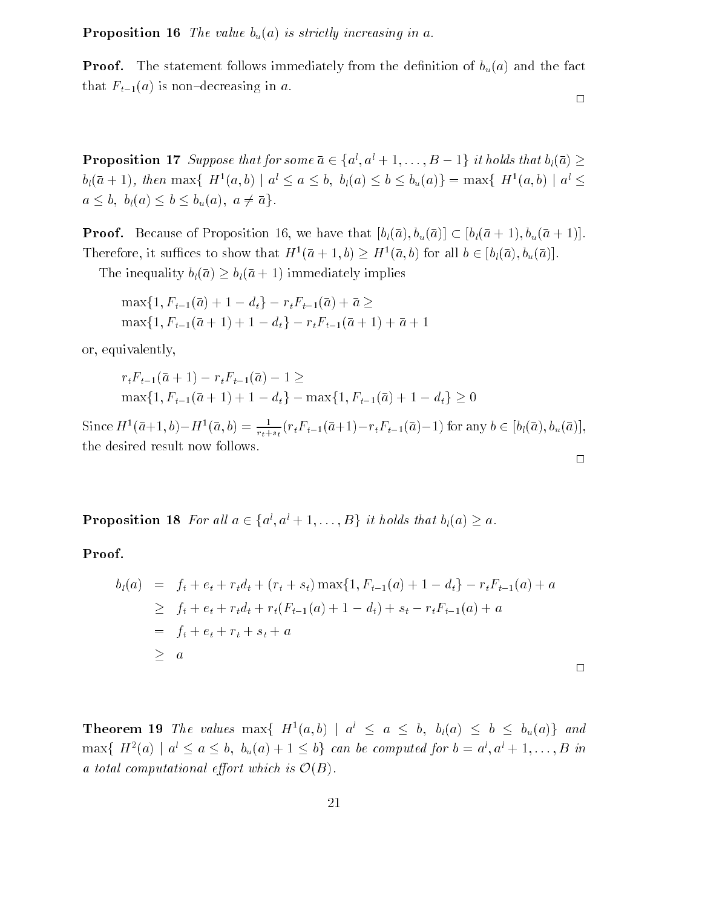**Proposition 16** *The value $b_u(a)$ is strictly increasing in $a$.*

**Proof.** The statement follows immediately from the definition of $b_u(a)$ and the fact that $F_{t-1}(a)$ is non–decreasing in $a$.

$\square$

**Proposition 17** *Suppose that for some $\bar{a} \in \{a^l, a^l+1, \ldots, B-1\}$ it holds that $b_l(\bar{a}) \geq b_l(\bar{a}+1)$, then $\max\{\ H^1(a,b) \mid a^l \leq a \leq b,\ b_l(a) \leq b \leq b_u(a)\} = \max\{\ H^1(a,b) \mid a^l \leq a \leq b,\ b_l(a) \leq b \leq b_u(a),\ a \neq \bar{a}\}$.*

**Proof.** Because of Proposition 16, we have that $[b_l(\bar{a}), b_u(\bar{a})] \subset [b_l(\bar{a}+1), b_u(\bar{a}+1)]$. Therefore, it suffices to show that $H^1(\bar{a}+1, b) \geq H^1(\bar{a}, b)$ for all $b \in [b_l(\bar{a}), b_u(\bar{a})]$.

The inequality $b_l(\bar{a}) \geq b_l(\bar{a}+1)$ immediately implies

$$
\begin{aligned}
&\max\{1, F_{t-1}(\bar{a}) + 1 - d_t\} - r_t F_{t-1}(\bar{a}) + \bar{a} \geq \\
&\max\{1, F_{t-1}(\bar{a}+1) + 1 - d_t\} - r_t F_{t-1}(\bar{a}+1) + \bar{a} + 1
\end{aligned}
$$

or, equivalently,

$$
\begin{aligned}
&r_t F_{t-1}(\bar{a}+1) - r_t F_{t-1}(\bar{a}) - 1 \geq \\
&\max\{1, F_{t-1}(\bar{a}+1) + 1 - d_t\} - \max\{1, F_{t-1}(\bar{a}) + 1 - d_t\} \geq 0
\end{aligned}
$$

Since $H^1(\bar{a}+1, b) - H^1(\bar{a}, b) = \frac{1}{r_t + s_t}(r_t F_{t-1}(\bar{a}+1) - r_t F_{t-1}(\bar{a}) - 1)$ for any $b \in [b_l(\bar{a}), b_u(\bar{a})]$, the desired result now follows.

$\square$

**Proposition 18** *For all $a \in \{a^l, a^l+1, \ldots, B\}$ it holds that $b_l(a) \geq a$.*

**Proof.**

$$
\begin{aligned}
b_l(a) &= f_t + e_t + r_t d_t + (r_t + s_t)\max\{1, F_{t-1}(a) + 1 - d_t\} - r_t F_{t-1}(a) + a \\
&\geq f_t + e_t + r_t d_t + r_t(F_{t-1}(a) + 1 - d_t) + s_t - r_t F_{t-1}(a) + a \\
&= f_t + e_t + r_t + s_t + a \\
&\geq a
\end{aligned}
$$

$\square$

**Theorem 19** *The values $\max\{\ H^1(a,b) \mid a^l \leq a \leq b,\ b_l(a) \leq b \leq b_u(a)\}$ and $\max\{\ H^2(a) \mid a^l \leq a \leq b,\ b_u(a) + 1 \leq b\}$ can be computed for $b = a^l, a^l+1, \ldots, B$ in a total computational effort which is $\mathcal{O}(B)$.*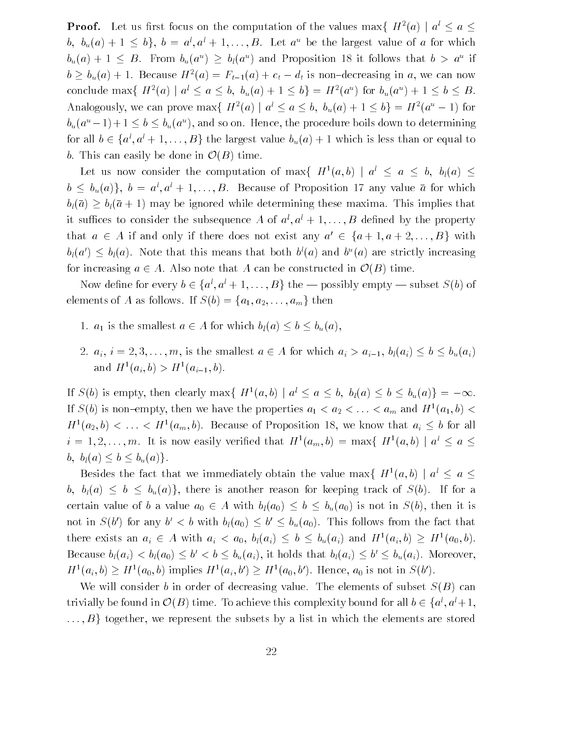**Proof.** Let us first focus on the computation of the values $\max\{ H^2(a) \mid a^l \leq a \leq b,\ b_u(a) + 1 \leq b\}$, $b = a^l, a^l + 1, \ldots, B$. Let $a^u$ be the largest value of $a$ for which $b_u(a) + 1 \leq B$. From $b_u(a^u) \geq b_l(a^u)$ and Proposition 18 it follows that $b > a^u$ if $b \geq b_u(a) + 1$. Because $H^2(a) = F_{t-1}(a) + c_t - d_t$ is non–decreasing in $a$, we can now conclude $\max\{ H^2(a) \mid a^l \leq a \leq b,\ b_u(a) + 1 \leq b\} = H^2(a^u)$ for $b_u(a^u) + 1 \leq b \leq B$. Analogously, we can prove $\max\{ H^2(a) \mid a^l \leq a \leq b,\ b_u(a) + 1 \leq b\} = H^2(a^u - 1)$ for $b_u(a^u - 1) + 1 \leq b \leq b_u(a^u)$, and so on. Hence, the procedure boils down to determining for all $b \in \{a^l, a^l + 1, \ldots, B\}$ the largest value $b_u(a) + 1$ which is less than or equal to $b$. This can easily be done in $\mathcal{O}(B)$ time.

Let us now consider the computation of $\max\{ H^1(a, b) \mid a^l \leq a \leq b,\ b_l(a) \leq b \leq b_u(a)\}$, $b = a^l, a^l + 1, \ldots, B$. Because of Proposition 17 any value $\bar{a}$ for which $b_l(\bar{a}) \geq b_l(\bar{a} + 1)$ may be ignored while determining these maxima. This implies that it suffices to consider the subsequence $A$ of $a^l, a^l + 1, \ldots, B$ defined by the property that $a \in A$ if and only if there does not exist any $a' \in \{a + 1, a + 2, \ldots, B\}$ with $b_l(a') \leq b_l(a)$. Note that this means that both $b^l(a)$ and $b^u(a)$ are strictly increasing for increasing $a \in A$. Also note that $A$ can be constructed in $\mathcal{O}(B)$ time.

Now define for every $b \in \{a^l, a^l + 1, \ldots, B\}$ the — possibly empty — subset $S(b)$ of elements of $A$ as follows. If $S(b) = \{a_1, a_2, \ldots, a_m\}$ then

1. $a_1$ is the smallest $a \in A$ for which $b_l(a) \leq b \leq b_u(a)$,
2. $a_i$, $i = 2, 3, \ldots, m$, is the smallest $a \in A$ for which $a_i > a_{i-1}$, $b_l(a_i) \leq b \leq b_u(a_i)$ and $H^1(a_i, b) > H^1(a_{i-1}, b)$.

If $S(b)$ is empty, then clearly $\max\{ H^1(a, b) \mid a^l \leq a \leq b,\ b_l(a) \leq b \leq b_u(a)\} = -\infty$. If $S(b)$ is non–empty, then we have the properties $a_1 < a_2 < \ldots < a_m$ and $H^1(a_1, b) < H^1(a_2, b) < \ldots < H^1(a_m, b)$. Because of Proposition 18, we know that $a_i \leq b$ for all $i = 1, 2, \ldots, m$. It is now easily verified that $H^1(a_m, b) = \max\{ H^1(a, b) \mid a^l \leq a \leq b,\ b_l(a) \leq b \leq b_u(a)\}$.

Besides the fact that we immediately obtain the value $\max\{ H^1(a, b) \mid a^l \leq a \leq b,\ b_l(a) \leq b \leq b_u(a)\}$, there is another reason for keeping track of $S(b)$. If for a certain value of $b$ a value $a_0 \in A$ with $b_l(a_0) \leq b \leq b_u(a_0)$ is not in $S(b)$, then it is not in $S(b')$ for any $b' < b$ with $b_l(a_0) \leq b' \leq b_u(a_0)$. This follows from the fact that there exists an $a_i \in A$ with $a_i < a_0$, $b_l(a_i) \leq b \leq b_u(a_i)$ and $H^1(a_i, b) \geq H^1(a_0, b)$. Because $b_l(a_i) < b_l(a_0) \leq b' < b \leq b_u(a_i)$, it holds that $b_l(a_i) \leq b' \leq b_u(a_i)$. Moreover, $H^1(a_i, b) \geq H^1(a_0, b)$ implies $H^1(a_i, b') \geq H^1(a_0, b')$. Hence, $a_0$ is not in $S(b')$.

We will consider $b$ in order of decreasing value. The elements of subset $S(B)$ can trivially be found in $\mathcal{O}(B)$ time. To achieve this complexity bound for all $b \in \{a^l, a^l + 1, \ldots, B\}$ together, we represent the subsets by a list in which the elements are stored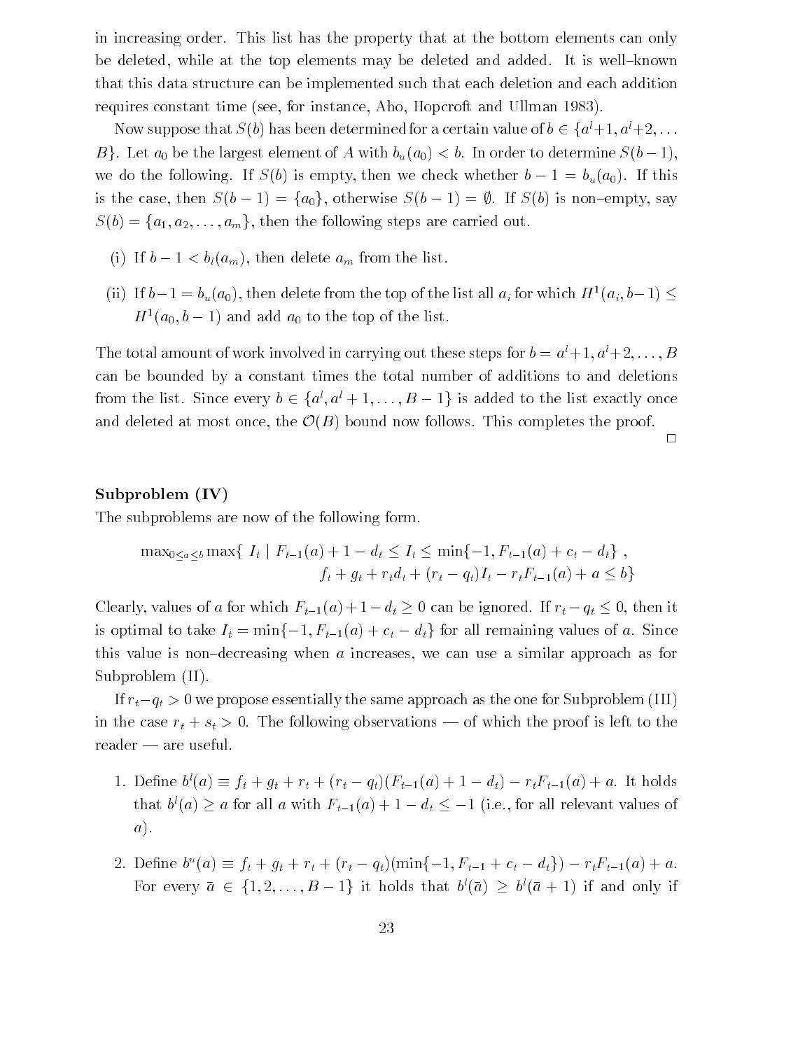in increasing order. This list has the property that at the bottom elements can only be deleted, while at the top elements may be deleted and added. It is well–known that this data structure can be implemented such that each deletion and each addition requires constant time (see, for instance, Aho, Hopcroft and Ullman 1983).

Now suppose that $S(b)$ has been determined for a certain value of $b \in \{a^l+1, a^l+2, \ldots B\}$. Let $a_0$ be the largest element of $A$ with $b_u(a_0) < b$. In order to determine $S(b-1)$, we do the following. If $S(b)$ is empty, then we check whether $b - 1 = b_u(a_0)$. If this is the case, then $S(b-1) = \{a_0\}$, otherwise $S(b-1) = \emptyset$. If $S(b)$ is non–empty, say $S(b) = \{a_1, a_2, \ldots, a_m\}$, then the following steps are carried out.

(i) If $b - 1 < b_l(a_m)$, then delete $a_m$ from the list.

(ii) If $b-1 = b_u(a_0)$, then delete from the top of the list all $a_i$ for which $H^1(a_i, b-1) \leq H^1(a_0, b-1)$ and add $a_0$ to the top of the list.

The total amount of work involved in carrying out these steps for $b = a^l+1, a^l+2, \ldots, B$ can be bounded by a constant times the total number of additions to and deletions from the list. Since every $b \in \{a^l, a^l+1, \ldots, B-1\}$ is added to the list exactly once and deleted at most once, the $\mathcal{O}(B)$ bound now follows. This completes the proof.

□

**Subproblem (IV)**

The subproblems are now of the following form.

$$\max_{0 \leq a \leq b} \max\{\ I_t \mid F_{t-1}(a) + 1 - d_t \leq I_t \leq \min\{-1, F_{t-1}(a) + c_t - d_t\}\ ,$$
$$f_t + g_t + r_t d_t + (r_t - q_t) I_t - r_t F_{t-1}(a) + a \leq b\}$$

Clearly, values of $a$ for which $F_{t-1}(a)+1-d_t \geq 0$ can be ignored. If $r_t - q_t \leq 0$, then it is optimal to take $I_t = \min\{-1, F_{t-1}(a) + c_t - d_t\}$ for all remaining values of $a$. Since this value is non–decreasing when $a$ increases, we can use a similar approach as for Subproblem (II).

If $r_t - q_t > 0$ we propose essentially the same approach as the one for Subproblem (III) in the case $r_t + s_t > 0$. The following observations — of which the proof is left to the reader — are useful.

1. Define $b^l(a) \equiv f_t + g_t + r_t + (r_t - q_t)(F_{t-1}(a) + 1 - d_t) - r_t F_{t-1}(a) + a$. It holds that $b^l(a) \geq a$ for all $a$ with $F_{t-1}(a) + 1 - d_t \leq -1$ (i.e., for all relevant values of $a$).

2. Define $b^u(a) \equiv f_t + g_t + r_t + (r_t - q_t)(\min\{-1, F_{t-1} + c_t - d_t\}) - r_t F_{t-1}(a) + a$. For every $\bar{a} \in \{1, 2, \ldots, B-1\}$ it holds that $b^l(\bar{a}) \geq b^l(\bar{a}+1)$ if and only if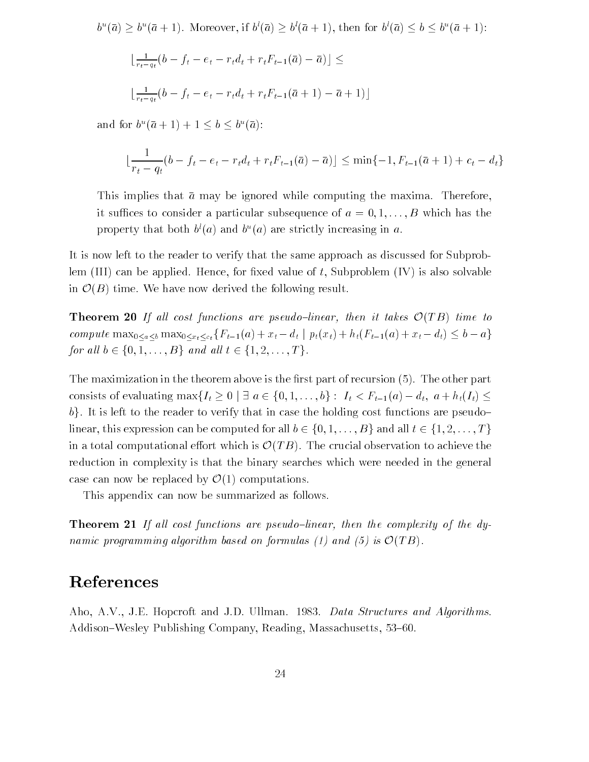$b^u(\bar{a}) \geq b^u(\bar{a}+1)$. Moreover, if $b^l(\bar{a}) \geq b^l(\bar{a}+1)$, then for $b^l(\bar{a}) \leq b \leq b^u(\bar{a}+1)$:

$$\lfloor \tfrac{1}{r_t - q_t}(b - f_t - e_t - r_t d_t + r_t F_{t-1}(\bar{a}) - \bar{a}) \rfloor \leq$$

$$\lfloor \tfrac{1}{r_t - q_t}(b - f_t - e_t - r_t d_t + r_t F_{t-1}(\bar{a}+1) - \bar{a}+1) \rfloor$$

and for $b^u(\bar{a}+1) + 1 \leq b \leq b^u(\bar{a})$:

$$\lfloor \frac{1}{r_t - q_t}(b - f_t - e_t - r_t d_t + r_t F_{t-1}(\bar{a}) - \bar{a}) \rfloor \leq \min\{-1, F_{t-1}(\bar{a}+1) + c_t - d_t\}$$

This implies that $\bar{a}$ may be ignored while computing the maxima. Therefore, it suffices to consider a particular subsequence of $a = 0, 1, \ldots, B$ which has the property that both $b^l(a)$ and $b^u(a)$ are strictly increasing in $a$.

It is now left to the reader to verify that the same approach as discussed for Subproblem (III) can be applied. Hence, for fixed value of $t$, Subproblem (IV) is also solvable in $\mathcal{O}(B)$ time. We have now derived the following result.

**Theorem 20** *If all cost functions are pseudo–linear, then it takes $\mathcal{O}(TB)$ time to compute* $\max_{0 \leq a \leq b} \max_{0 \leq x_t \leq c_t} \{F_{t-1}(a) + x_t - d_t \mid p_t(x_t) + h_t(F_{t-1}(a) + x_t - d_t) \leq b - a\}$ *for all $b \in \{0, 1, \ldots, B\}$ and all $t \in \{1, 2, \ldots, T\}$.*

The maximization in the theorem above is the first part of recursion (5). The other part consists of evaluating $\max\{I_t \geq 0 \mid \exists\ a \in \{0, 1, \ldots, b\} : \ I_t < F_{t-1}(a) - d_t,\ a + h_t(I_t) \leq b\}$. It is left to the reader to verify that in case the holding cost functions are pseudo–linear, this expression can be computed for all $b \in \{0, 1, \ldots, B\}$ and all $t \in \{1, 2, \ldots, T\}$ in a total computational effort which is $\mathcal{O}(TB)$. The crucial observation to achieve the reduction in complexity is that the binary searches which were needed in the general case can now be replaced by $\mathcal{O}(1)$ computations.

This appendix can now be summarized as follows.

**Theorem 21** *If all cost functions are pseudo–linear, then the complexity of the dynamic programming algorithm based on formulas (1) and (5) is $\mathcal{O}(TB)$.*

# References

Aho, A.V., J.E. Hopcroft and J.D. Ullman. 1983. *Data Structures and Algorithms*. Addison–Wesley Publishing Company, Reading, Massachusetts, 53–60.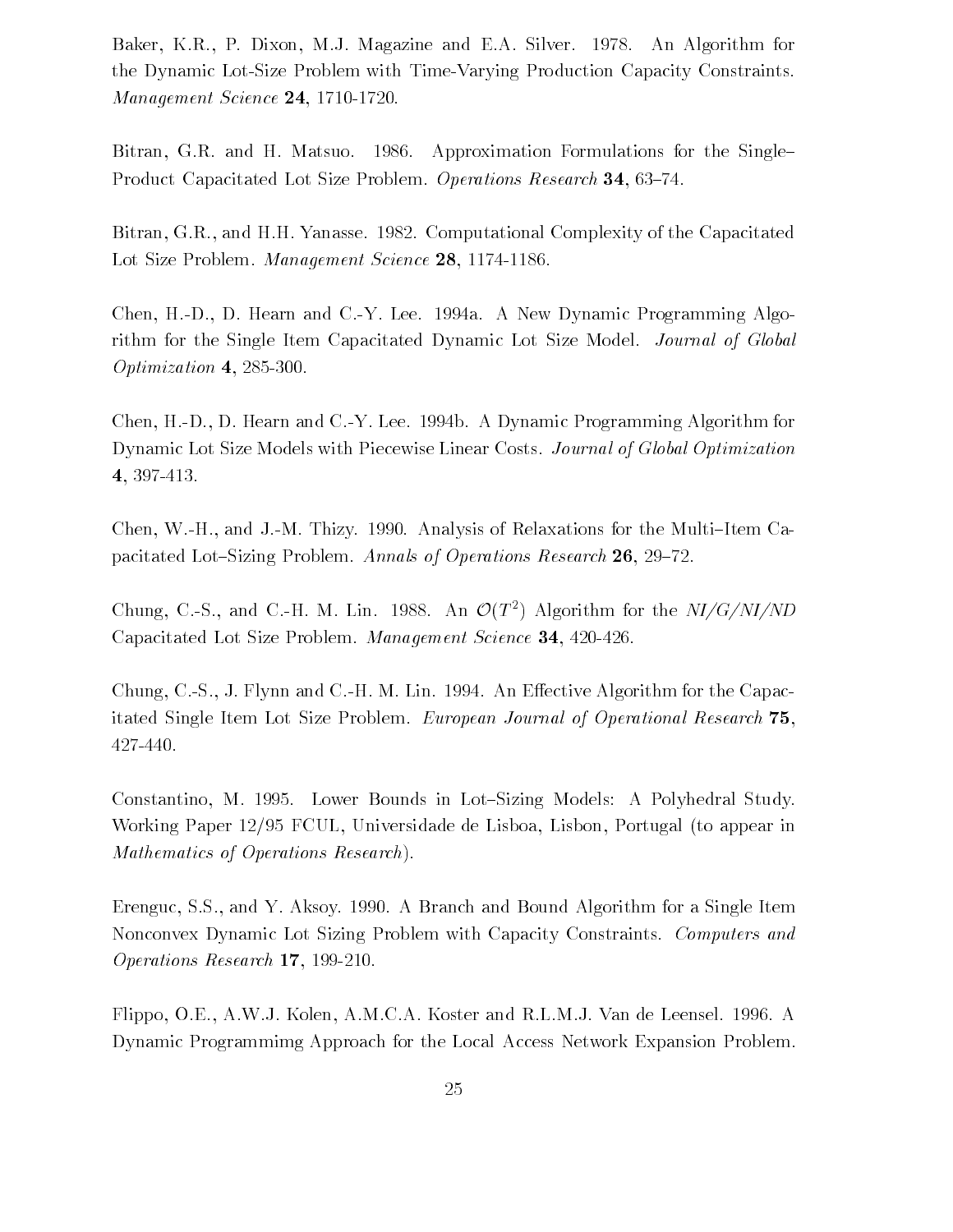Baker, K.R., P. Dixon, M.J. Magazine and E.A. Silver. 1978. An Algorithm for the Dynamic Lot-Size Problem with Time-Varying Production Capacity Constraints. *Management Science* **24**, 1710-1720.

Bitran, G.R. and H. Matsuo. 1986. Approximation Formulations for the Single–Product Capacitated Lot Size Problem. *Operations Research* **34**, 63–74.

Bitran, G.R., and H.H. Yanasse. 1982. Computational Complexity of the Capacitated Lot Size Problem. *Management Science* **28**, 1174-1186.

Chen, H.-D., D. Hearn and C.-Y. Lee. 1994a. A New Dynamic Programming Algorithm for the Single Item Capacitated Dynamic Lot Size Model. *Journal of Global Optimization* **4**, 285-300.

Chen, H.-D., D. Hearn and C.-Y. Lee. 1994b. A Dynamic Programming Algorithm for Dynamic Lot Size Models with Piecewise Linear Costs. *Journal of Global Optimization* **4**, 397-413.

Chen, W.-H., and J.-M. Thizy. 1990. Analysis of Relaxations for the Multi–Item Capacitated Lot–Sizing Problem. *Annals of Operations Research* **26**, 29–72.

Chung, C.-S., and C.-H. M. Lin. 1988. An $\mathcal{O}(T^2)$ Algorithm for the *NI/G/NI/ND* Capacitated Lot Size Problem. *Management Science* **34**, 420-426.

Chung, C.-S., J. Flynn and C.-H. M. Lin. 1994. An Effective Algorithm for the Capacitated Single Item Lot Size Problem. *European Journal of Operational Research* **75**, 427-440.

Constantino, M. 1995. Lower Bounds in Lot–Sizing Models: A Polyhedral Study. Working Paper 12/95 FCUL, Universidade de Lisboa, Lisbon, Portugal (to appear in *Mathematics of Operations Research*).

Erenguc, S.S., and Y. Aksoy. 1990. A Branch and Bound Algorithm for a Single Item Nonconvex Dynamic Lot Sizing Problem with Capacity Constraints. *Computers and Operations Research* **17**, 199-210.

Flippo, O.E., A.W.J. Kolen, A.M.C.A. Koster and R.L.M.J. Van de Leensel. 1996. A Dynamic Programmimg Approach for the Local Access Network Expansion Problem.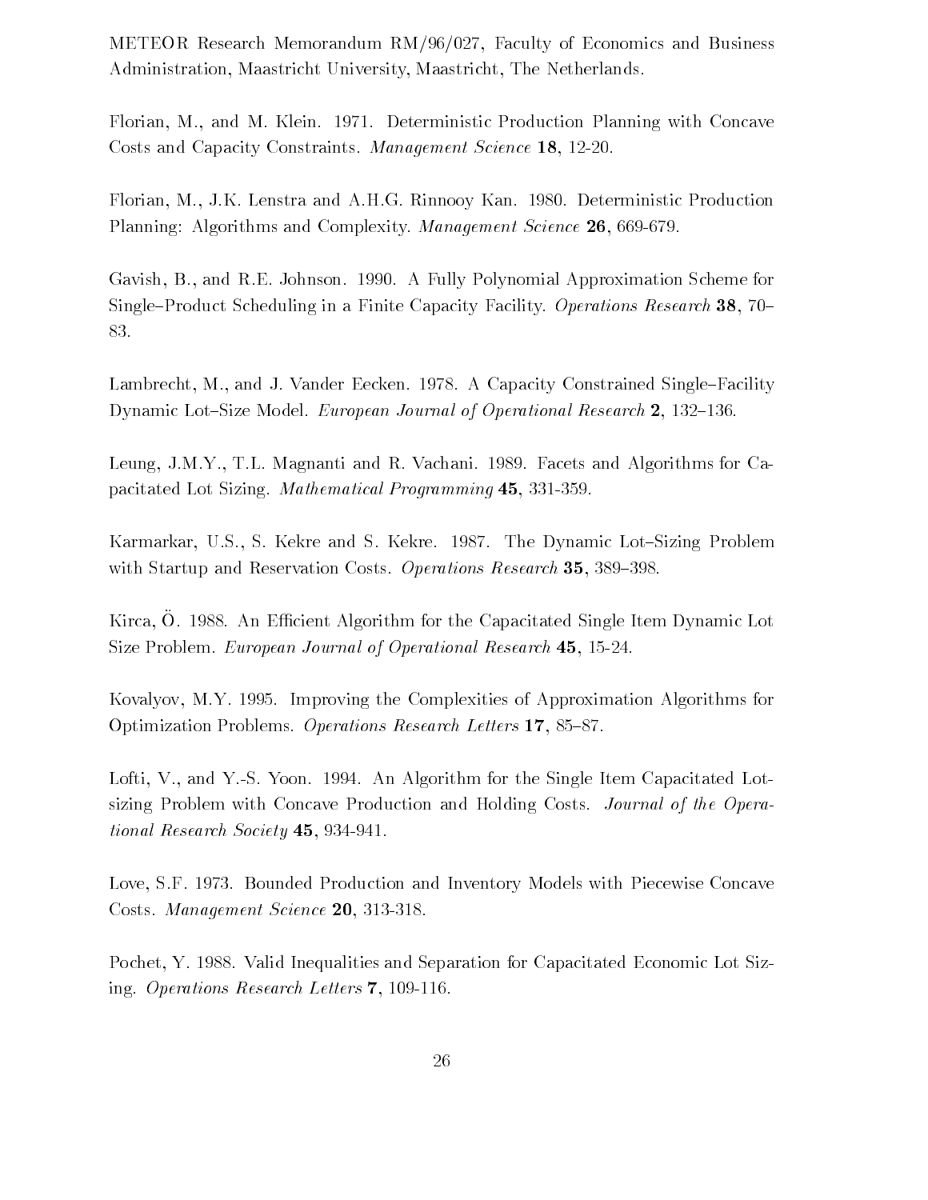METEOR Research Memorandum RM/96/027, Faculty of Economics and Business Administration, Maastricht University, Maastricht, The Netherlands.

Florian, M., and M. Klein. 1971. Deterministic Production Planning with Concave Costs and Capacity Constraints. *Management Science* **18**, 12-20.

Florian, M., J.K. Lenstra and A.H.G. Rinnooy Kan. 1980. Deterministic Production Planning: Algorithms and Complexity. *Management Science* **26**, 669-679.

Gavish, B., and R.E. Johnson. 1990. A Fully Polynomial Approximation Scheme for Single–Product Scheduling in a Finite Capacity Facility. *Operations Research* **38**, 70–83.

Lambrecht, M., and J. Vander Eecken. 1978. A Capacity Constrained Single–Facility Dynamic Lot–Size Model. *European Journal of Operational Research* **2**, 132–136.

Leung, J.M.Y., T.L. Magnanti and R. Vachani. 1989. Facets and Algorithms for Capacitated Lot Sizing. *Mathematical Programming* **45**, 331-359.

Karmarkar, U.S., S. Kekre and S. Kekre. 1987. The Dynamic Lot–Sizing Problem with Startup and Reservation Costs. *Operations Research* **35**, 389–398.

Kirca, Ö. 1988. An Efficient Algorithm for the Capacitated Single Item Dynamic Lot Size Problem. *European Journal of Operational Research* **45**, 15-24.

Kovalyov, M.Y. 1995. Improving the Complexities of Approximation Algorithms for Optimization Problems. *Operations Research Letters* **17**, 85–87.

Lofti, V., and Y.-S. Yoon. 1994. An Algorithm for the Single Item Capacitated Lot-sizing Problem with Concave Production and Holding Costs. *Journal of the Operational Research Society* **45**, 934-941.

Love, S.F. 1973. Bounded Production and Inventory Models with Piecewise Concave Costs. *Management Science* **20**, 313-318.

Pochet, Y. 1988. Valid Inequalities and Separation for Capacitated Economic Lot Sizing. *Operations Research Letters* **7**, 109-116.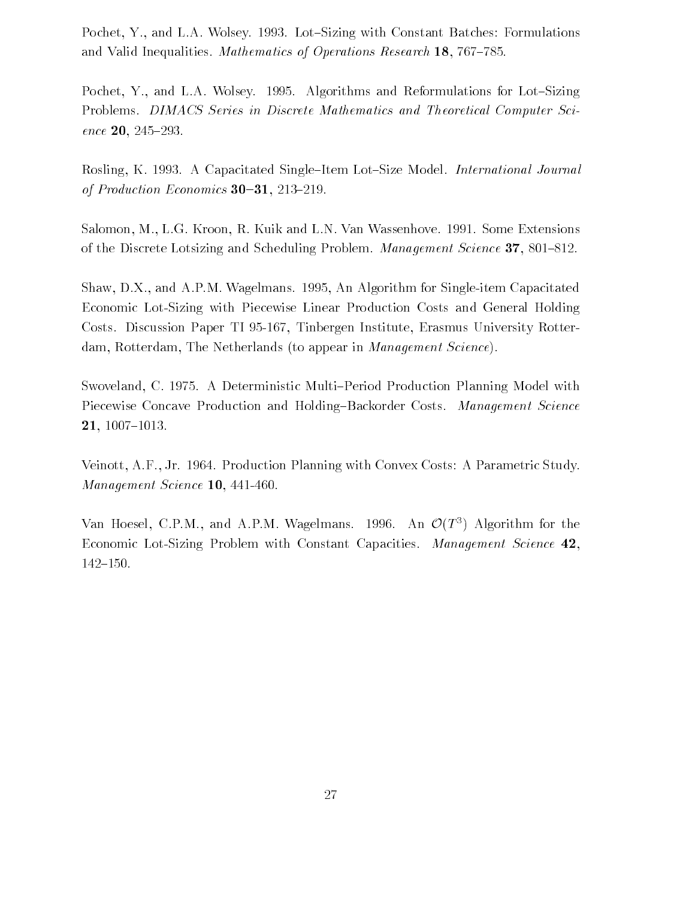Pochet, Y., and L.A. Wolsey. 1993. Lot–Sizing with Constant Batches: Formulations and Valid Inequalities. *Mathematics of Operations Research* **18**, 767–785.

Pochet, Y., and L.A. Wolsey. 1995. Algorithms and Reformulations for Lot–Sizing Problems. *DIMACS Series in Discrete Mathematics and Theoretical Computer Science* **20**, 245–293.

Rosling, K. 1993. A Capacitated Single–Item Lot–Size Model. *International Journal of Production Economics* **30–31**, 213–219.

Salomon, M., L.G. Kroon, R. Kuik and L.N. Van Wassenhove. 1991. Some Extensions of the Discrete Lotsizing and Scheduling Problem. *Management Science* **37**, 801–812.

Shaw, D.X., and A.P.M. Wagelmans. 1995, An Algorithm for Single-item Capacitated Economic Lot-Sizing with Piecewise Linear Production Costs and General Holding Costs. Discussion Paper TI 95-167, Tinbergen Institute, Erasmus University Rotterdam, Rotterdam, The Netherlands (to appear in *Management Science*).

Swoveland, C. 1975. A Deterministic Multi–Period Production Planning Model with Piecewise Concave Production and Holding–Backorder Costs. *Management Science* **21**, 1007–1013.

Veinott, A.F., Jr. 1964. Production Planning with Convex Costs: A Parametric Study. *Management Science* **10**, 441-460.

Van Hoesel, C.P.M., and A.P.M. Wagelmans. 1996. An $\mathcal{O}(T^3)$ Algorithm for the Economic Lot-Sizing Problem with Constant Capacities. *Management Science* **42**, 142–150.